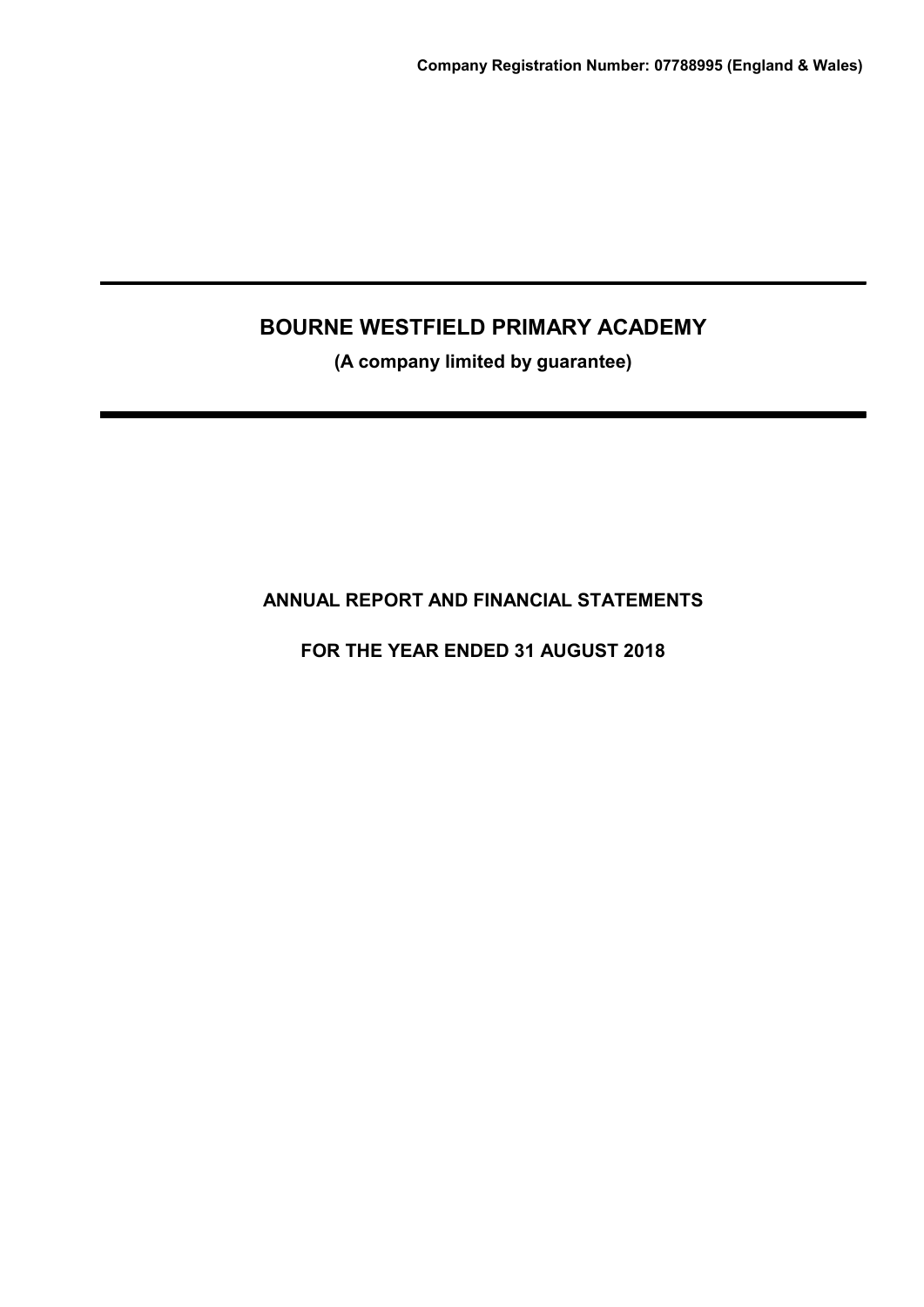**Company Registration Number: 07788995 (England & Wales)**

# BOURNE WESTFIELD PRIMARY ACADEMY

**(A company limited by guarantee)**

## ANNUAL REPORT AND FINANCIAL STATEMENTS

## FOR THE YEAR ENDED 31 AUGUST 2018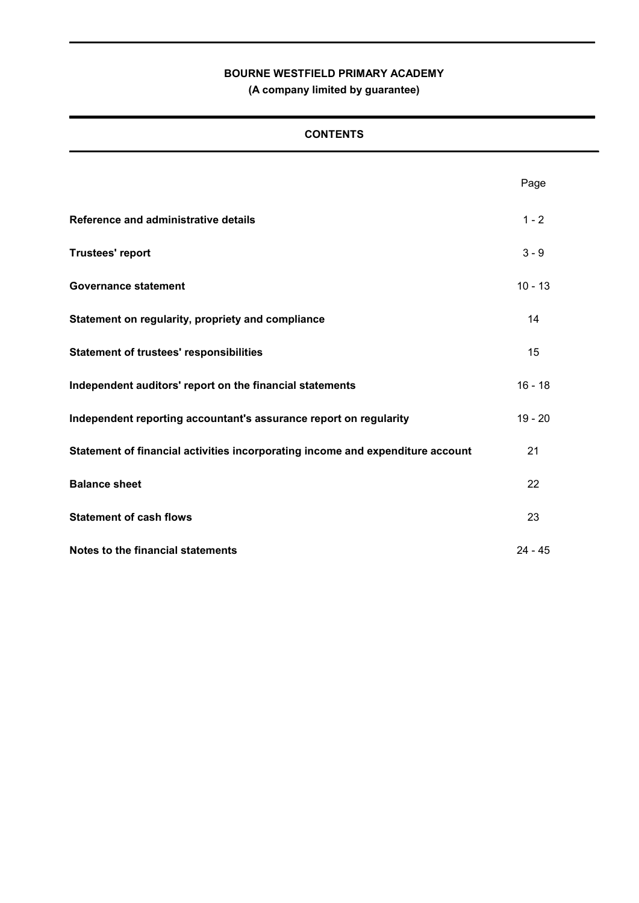**BOURNE WESTFIELD PRIMARY ACADEMY**

**(A company limited by guarantee)**

## CONTENTS

| | Page |
|---|---|
| **Reference and administrative details** | 1 - 2 |
| **Trustees' report** | 3 - 9 |
| **Governance statement** | 10 - 13 |
| **Statement on regularity, propriety and compliance** | 14 |
| **Statement of trustees' responsibilities** | 15 |
| **Independent auditors' report on the financial statements** | 16 - 18 |
| **Independent reporting accountant's assurance report on regularity** | 19 - 20 |
| **Statement of financial activities incorporating income and expenditure account** | 21 |
| **Balance sheet** | 22 |
| **Statement of cash flows** | 23 |
| **Notes to the financial statements** | 24 - 45 |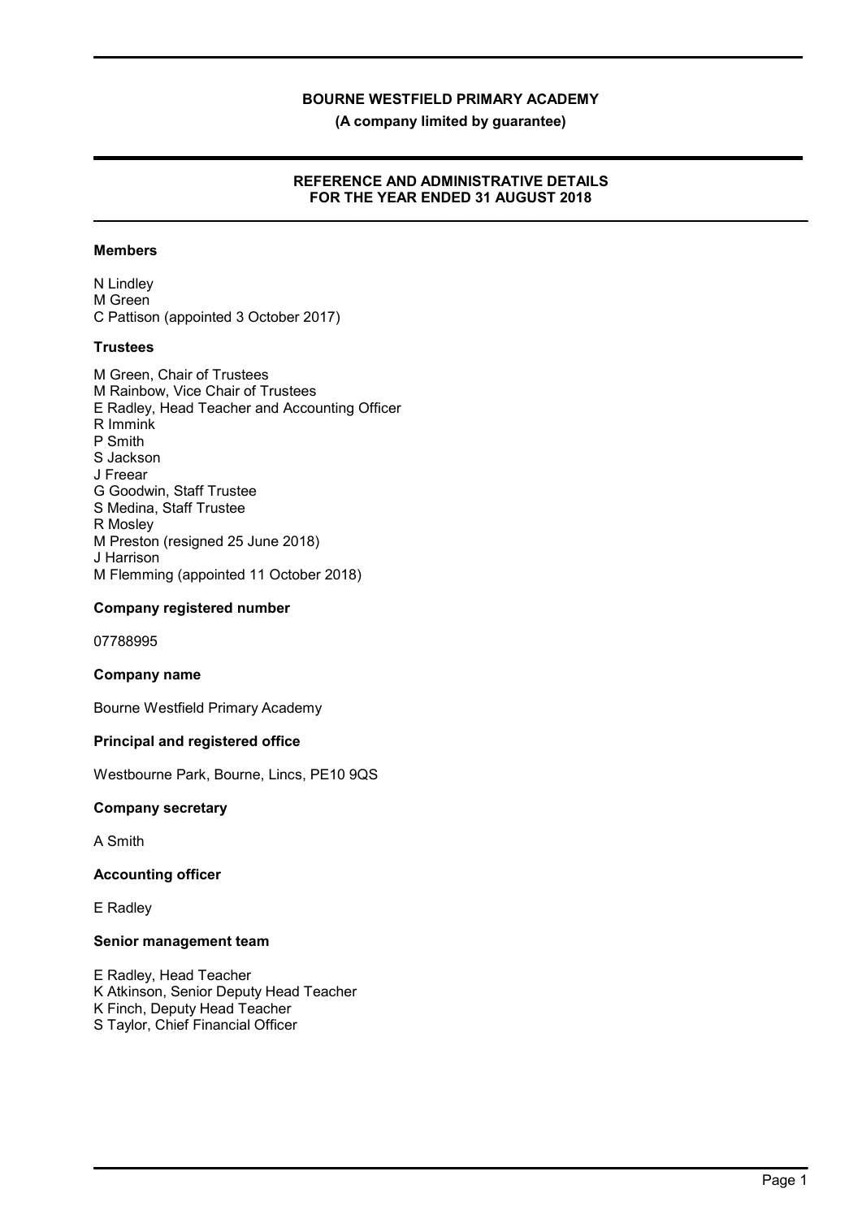# BOURNE WESTFIELD PRIMARY ACADEMY

**(A company limited by guarantee)**

## REFERENCE AND ADMINISTRATIVE DETAILS FOR THE YEAR ENDED 31 AUGUST 2018

### Members

N Lindley
M Green
C Pattison (appointed 3 October 2017)

### Trustees

M Green, Chair of Trustees
M Rainbow, Vice Chair of Trustees
E Radley, Head Teacher and Accounting Officer
R Immink
P Smith
S Jackson
J Freear
G Goodwin, Staff Trustee
S Medina, Staff Trustee
R Mosley
M Preston (resigned 25 June 2018)
J Harrison
M Flemming (appointed 11 October 2018)

### Company registered number

07788995

### Company name

Bourne Westfield Primary Academy

### Principal and registered office

Westbourne Park, Bourne, Lincs, PE10 9QS

### Company secretary

A Smith

### Accounting officer

E Radley

### Senior management team

E Radley, Head Teacher
K Atkinson, Senior Deputy Head Teacher
K Finch, Deputy Head Teacher
S Taylor, Chief Financial Officer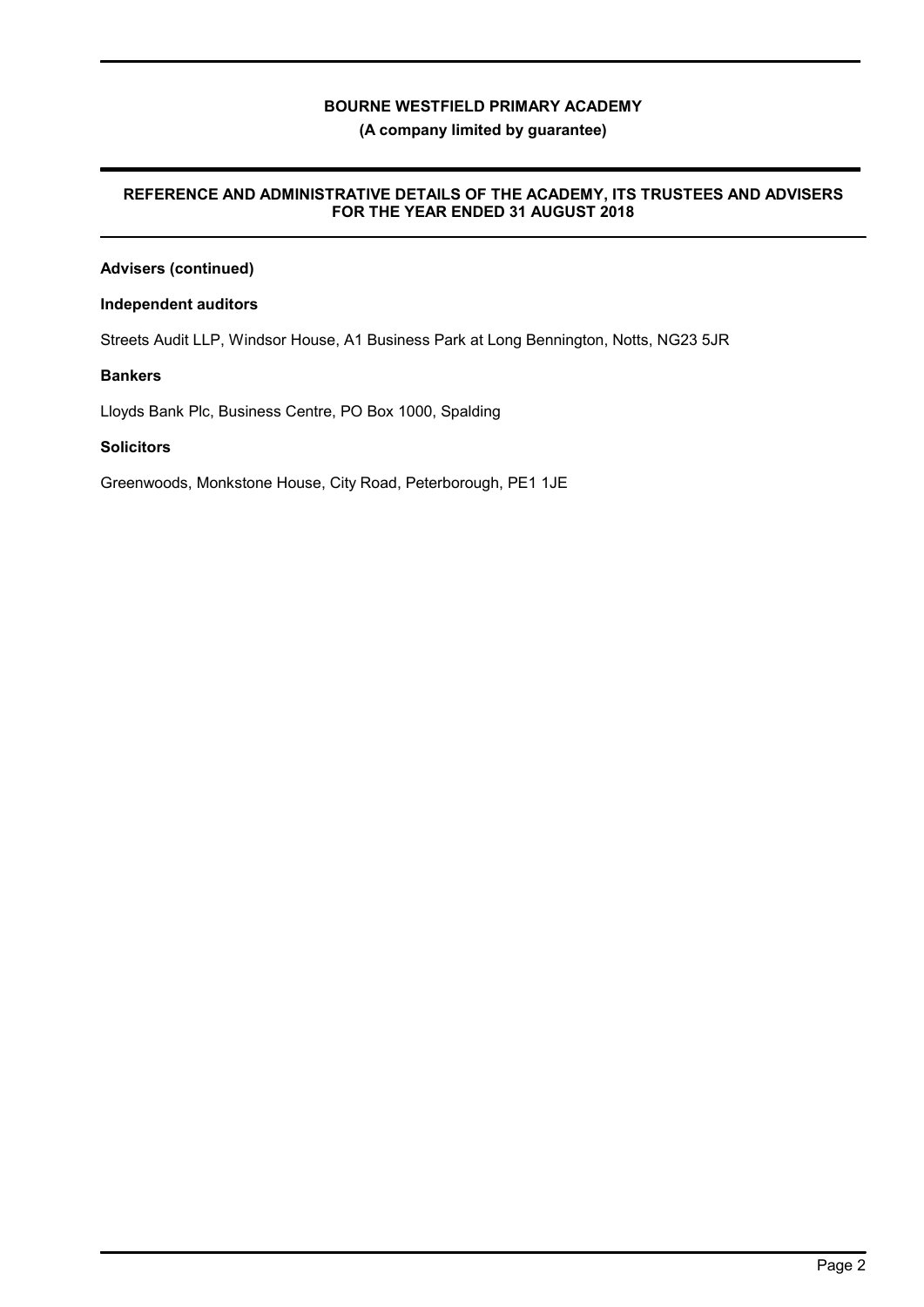**Advisers (continued)**

**Independent auditors**

Streets Audit LLP, Windsor House, A1 Business Park at Long Bennington, Notts, NG23 5JR

**Bankers**

Lloyds Bank Plc, Business Centre, PO Box 1000, Spalding

**Solicitors**

Greenwoods, Monkstone House, City Road, Peterborough, PE1 1JE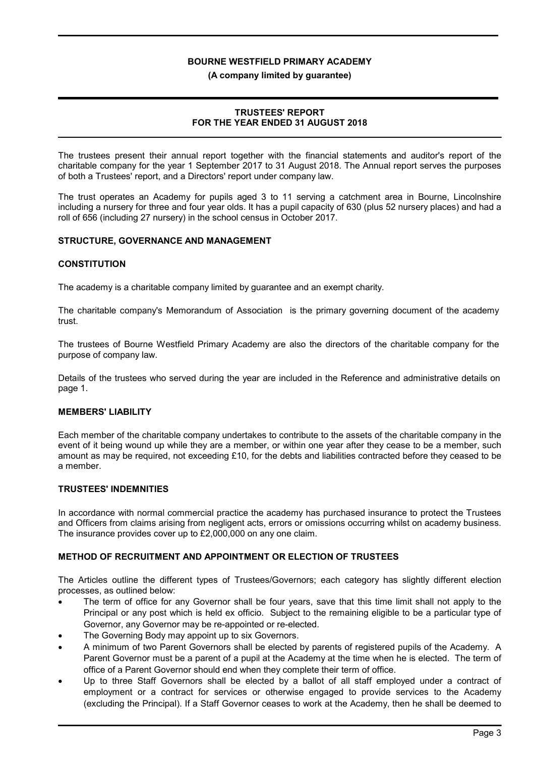# TRUSTEES' REPORT FOR THE YEAR ENDED 31 AUGUST 2018

The trustees present their annual report together with the financial statements and auditor's report of the charitable company for the year 1 September 2017 to 31 August 2018. The Annual report serves the purposes of both a Trustees' report, and a Directors' report under company law.

The trust operates an Academy for pupils aged 3 to 11 serving a catchment area in Bourne, Lincolnshire including a nursery for three and four year olds. It has a pupil capacity of 630 (plus 52 nursery places) and had a roll of 656 (including 27 nursery) in the school census in October 2017.

## STRUCTURE, GOVERNANCE AND MANAGEMENT

### CONSTITUTION

The academy is a charitable company limited by guarantee and an exempt charity.

The charitable company's Memorandum of Association is the primary governing document of the academy trust.

The trustees of Bourne Westfield Primary Academy are also the directors of the charitable company for the purpose of company law.

Details of the trustees who served during the year are included in the Reference and administrative details on page 1.

### MEMBERS' LIABILITY

Each member of the charitable company undertakes to contribute to the assets of the charitable company in the event of it being wound up while they are a member, or within one year after they cease to be a member, such amount as may be required, not exceeding £10, for the debts and liabilities contracted before they ceased to be a member.

### TRUSTEES' INDEMNITIES

In accordance with normal commercial practice the academy has purchased insurance to protect the Trustees and Officers from claims arising from negligent acts, errors or omissions occurring whilst on academy business. The insurance provides cover up to £2,000,000 on any one claim.

### METHOD OF RECRUITMENT AND APPOINTMENT OR ELECTION OF TRUSTEES

The Articles outline the different types of Trustees/Governors; each category has slightly different election processes, as outlined below:

- The term of office for any Governor shall be four years, save that this time limit shall not apply to the Principal or any post which is held ex officio. Subject to the remaining eligible to be a particular type of Governor, any Governor may be re-appointed or re-elected.
- The Governing Body may appoint up to six Governors.
- A minimum of two Parent Governors shall be elected by parents of registered pupils of the Academy. A Parent Governor must be a parent of a pupil at the Academy at the time when he is elected. The term of office of a Parent Governor should end when they complete their term of office.
- Up to three Staff Governors shall be elected by a ballot of all staff employed under a contract of employment or a contract for services or otherwise engaged to provide services to the Academy (excluding the Principal). If a Staff Governor ceases to work at the Academy, then he shall be deemed to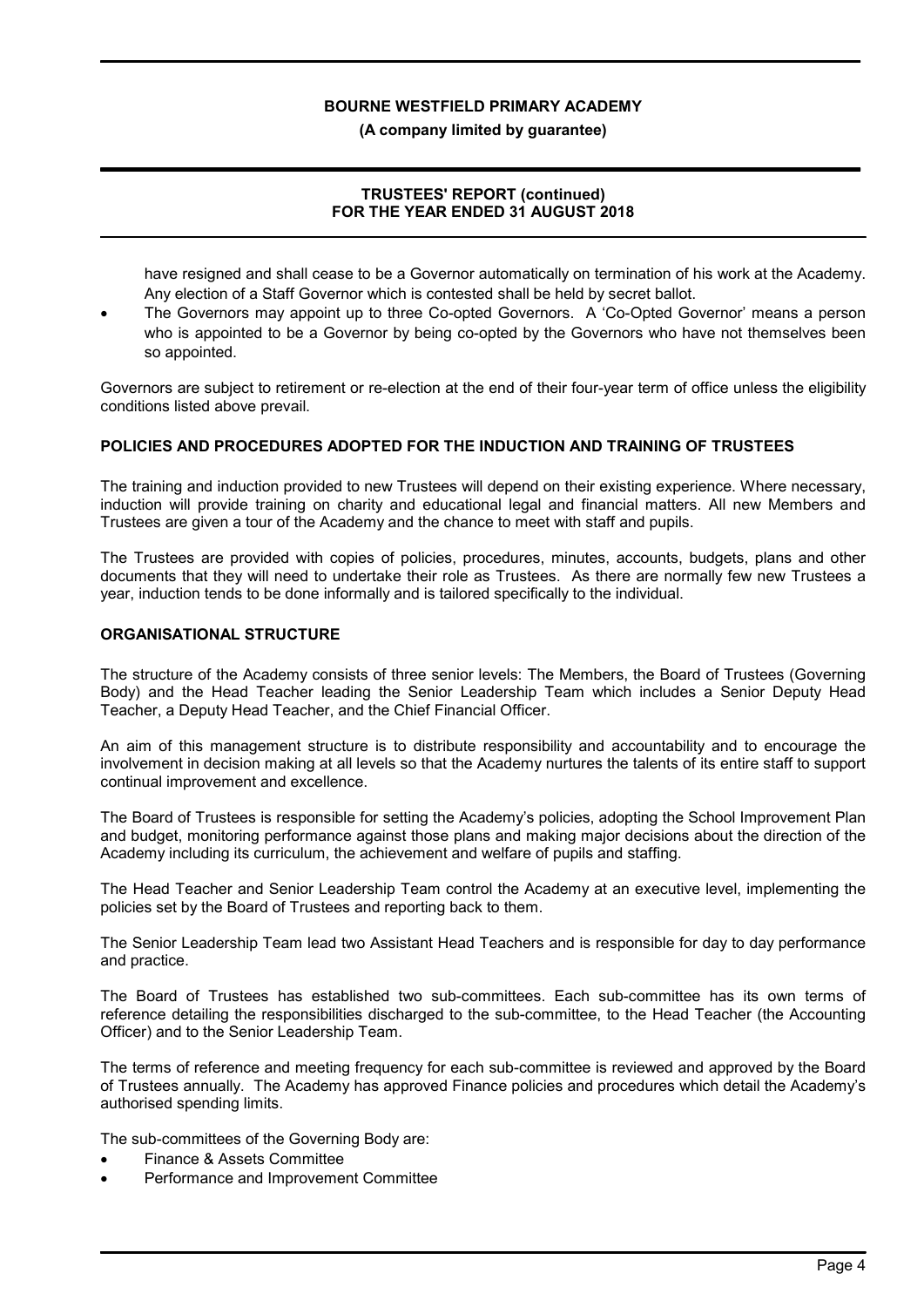have resigned and shall cease to be a Governor automatically on termination of his work at the Academy. Any election of a Staff Governor which is contested shall be held by secret ballot.

- The Governors may appoint up to three Co-opted Governors. A 'Co-Opted Governor' means a person who is appointed to be a Governor by being co-opted by the Governors who have not themselves been so appointed.

Governors are subject to retirement or re-election at the end of their four-year term of office unless the eligibility conditions listed above prevail.

## POLICIES AND PROCEDURES ADOPTED FOR THE INDUCTION AND TRAINING OF TRUSTEES

The training and induction provided to new Trustees will depend on their existing experience. Where necessary, induction will provide training on charity and educational legal and financial matters. All new Members and Trustees are given a tour of the Academy and the chance to meet with staff and pupils.

The Trustees are provided with copies of policies, procedures, minutes, accounts, budgets, plans and other documents that they will need to undertake their role as Trustees. As there are normally few new Trustees a year, induction tends to be done informally and is tailored specifically to the individual.

## ORGANISATIONAL STRUCTURE

The structure of the Academy consists of three senior levels: The Members, the Board of Trustees (Governing Body) and the Head Teacher leading the Senior Leadership Team which includes a Senior Deputy Head Teacher, a Deputy Head Teacher, and the Chief Financial Officer.

An aim of this management structure is to distribute responsibility and accountability and to encourage the involvement in decision making at all levels so that the Academy nurtures the talents of its entire staff to support continual improvement and excellence.

The Board of Trustees is responsible for setting the Academy's policies, adopting the School Improvement Plan and budget, monitoring performance against those plans and making major decisions about the direction of the Academy including its curriculum, the achievement and welfare of pupils and staffing.

The Head Teacher and Senior Leadership Team control the Academy at an executive level, implementing the policies set by the Board of Trustees and reporting back to them.

The Senior Leadership Team lead two Assistant Head Teachers and is responsible for day to day performance and practice.

The Board of Trustees has established two sub-committees. Each sub-committee has its own terms of reference detailing the responsibilities discharged to the sub-committee, to the Head Teacher (the Accounting Officer) and to the Senior Leadership Team.

The terms of reference and meeting frequency for each sub-committee is reviewed and approved by the Board of Trustees annually. The Academy has approved Finance policies and procedures which detail the Academy's authorised spending limits.

The sub-committees of the Governing Body are:

- Finance & Assets Committee
- Performance and Improvement Committee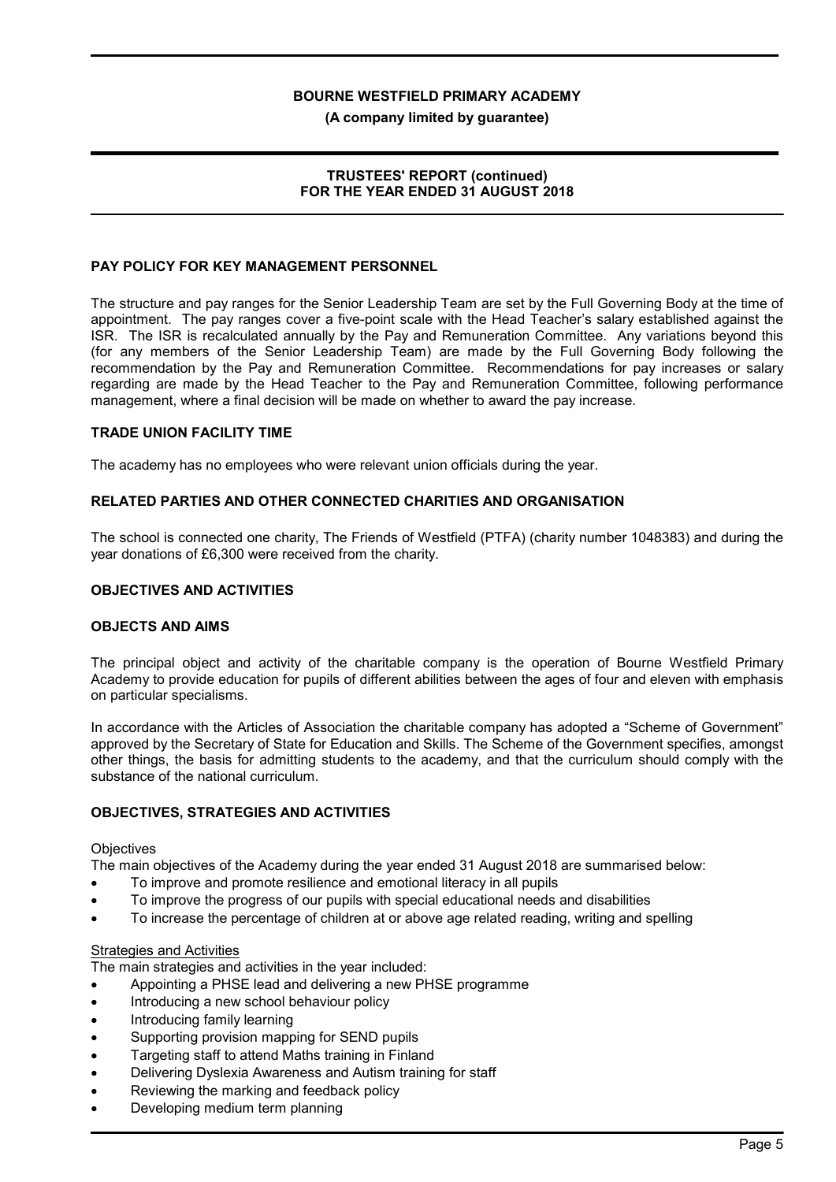## PAY POLICY FOR KEY MANAGEMENT PERSONNEL

The structure and pay ranges for the Senior Leadership Team are set by the Full Governing Body at the time of appointment. The pay ranges cover a five-point scale with the Head Teacher's salary established against the ISR. The ISR is recalculated annually by the Pay and Remuneration Committee. Any variations beyond this (for any members of the Senior Leadership Team) are made by the Full Governing Body following the recommendation by the Pay and Remuneration Committee. Recommendations for pay increases or salary regarding are made by the Head Teacher to the Pay and Remuneration Committee, following performance management, where a final decision will be made on whether to award the pay increase.

## TRADE UNION FACILITY TIME

The academy has no employees who were relevant union officials during the year.

## RELATED PARTIES AND OTHER CONNECTED CHARITIES AND ORGANISATION

The school is connected one charity, The Friends of Westfield (PTFA) (charity number 1048383) and during the year donations of £6,300 were received from the charity.

## OBJECTIVES AND ACTIVITIES

### OBJECTS AND AIMS

The principal object and activity of the charitable company is the operation of Bourne Westfield Primary Academy to provide education for pupils of different abilities between the ages of four and eleven with emphasis on particular specialisms.

In accordance with the Articles of Association the charitable company has adopted a "Scheme of Government" approved by the Secretary of State for Education and Skills. The Scheme of the Government specifies, amongst other things, the basis for admitting students to the academy, and that the curriculum should comply with the substance of the national curriculum.

### OBJECTIVES, STRATEGIES AND ACTIVITIES

Objectives

The main objectives of the Academy during the year ended 31 August 2018 are summarised below:

- To improve and promote resilience and emotional literacy in all pupils
- To improve the progress of our pupils with special educational needs and disabilities
- To increase the percentage of children at or above age related reading, writing and spelling

Strategies and Activities

The main strategies and activities in the year included:

- Appointing a PHSE lead and delivering a new PHSE programme
- Introducing a new school behaviour policy
- Introducing family learning
- Supporting provision mapping for SEND pupils
- Targeting staff to attend Maths training in Finland
- Delivering Dyslexia Awareness and Autism training for staff
- Reviewing the marking and feedback policy
- Developing medium term planning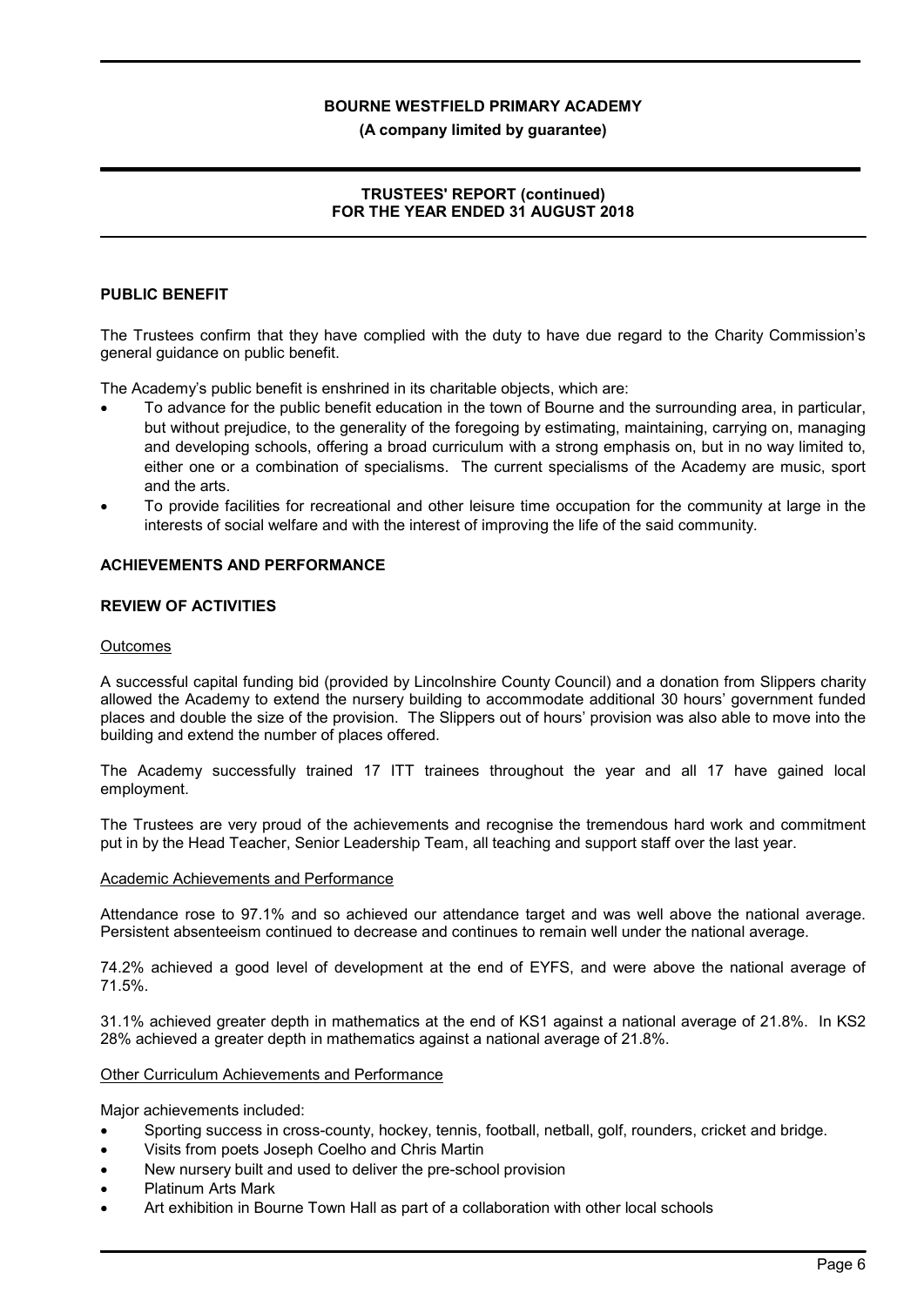## PUBLIC BENEFIT

The Trustees confirm that they have complied with the duty to have due regard to the Charity Commission's general guidance on public benefit.

The Academy's public benefit is enshrined in its charitable objects, which are:

- To advance for the public benefit education in the town of Bourne and the surrounding area, in particular, but without prejudice, to the generality of the foregoing by estimating, maintaining, carrying on, managing and developing schools, offering a broad curriculum with a strong emphasis on, but in no way limited to, either one or a combination of specialisms. The current specialisms of the Academy are music, sport and the arts.
- To provide facilities for recreational and other leisure time occupation for the community at large in the interests of social welfare and with the interest of improving the life of the said community.

## ACHIEVEMENTS AND PERFORMANCE

### REVIEW OF ACTIVITIES

Outcomes

A successful capital funding bid (provided by Lincolnshire County Council) and a donation from Slippers charity allowed the Academy to extend the nursery building to accommodate additional 30 hours' government funded places and double the size of the provision. The Slippers out of hours' provision was also able to move into the building and extend the number of places offered.

The Academy successfully trained 17 ITT trainees throughout the year and all 17 have gained local employment.

The Trustees are very proud of the achievements and recognise the tremendous hard work and commitment put in by the Head Teacher, Senior Leadership Team, all teaching and support staff over the last year.

Academic Achievements and Performance

Attendance rose to 97.1% and so achieved our attendance target and was well above the national average. Persistent absenteeism continued to decrease and continues to remain well under the national average.

74.2% achieved a good level of development at the end of EYFS, and were above the national average of 71.5%.

31.1% achieved greater depth in mathematics at the end of KS1 against a national average of 21.8%. In KS2 28% achieved a greater depth in mathematics against a national average of 21.8%.

Other Curriculum Achievements and Performance

Major achievements included:

- Sporting success in cross-county, hockey, tennis, football, netball, golf, rounders, cricket and bridge.
- Visits from poets Joseph Coelho and Chris Martin
- New nursery built and used to deliver the pre-school provision
- Platinum Arts Mark
- Art exhibition in Bourne Town Hall as part of a collaboration with other local schools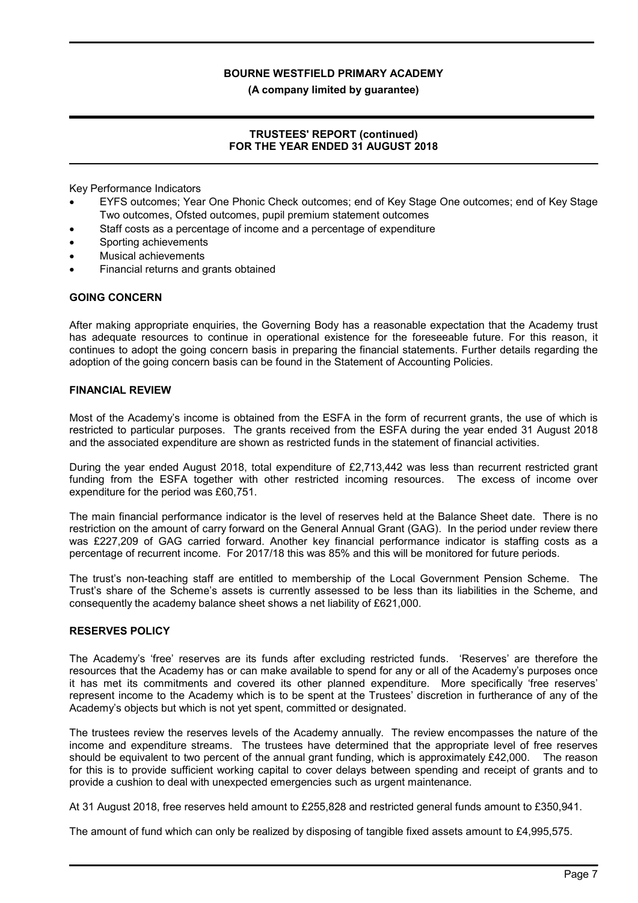Key Performance Indicators

- EYFS outcomes; Year One Phonic Check outcomes; end of Key Stage One outcomes; end of Key Stage Two outcomes, Ofsted outcomes, pupil premium statement outcomes
- Staff costs as a percentage of income and a percentage of expenditure
- Sporting achievements
- Musical achievements
- Financial returns and grants obtained

## GOING CONCERN

After making appropriate enquiries, the Governing Body has a reasonable expectation that the Academy trust has adequate resources to continue in operational existence for the foreseeable future. For this reason, it continues to adopt the going concern basis in preparing the financial statements. Further details regarding the adoption of the going concern basis can be found in the Statement of Accounting Policies.

## FINANCIAL REVIEW

Most of the Academy's income is obtained from the ESFA in the form of recurrent grants, the use of which is restricted to particular purposes. The grants received from the ESFA during the year ended 31 August 2018 and the associated expenditure are shown as restricted funds in the statement of financial activities.

During the year ended August 2018, total expenditure of £2,713,442 was less than recurrent restricted grant funding from the ESFA together with other restricted incoming resources. The excess of income over expenditure for the period was £60,751.

The main financial performance indicator is the level of reserves held at the Balance Sheet date. There is no restriction on the amount of carry forward on the General Annual Grant (GAG). In the period under review there was £227,209 of GAG carried forward. Another key financial performance indicator is staffing costs as a percentage of recurrent income. For 2017/18 this was 85% and this will be monitored for future periods.

The trust's non-teaching staff are entitled to membership of the Local Government Pension Scheme. The Trust's share of the Scheme's assets is currently assessed to be less than its liabilities in the Scheme, and consequently the academy balance sheet shows a net liability of £621,000.

## RESERVES POLICY

The Academy's 'free' reserves are its funds after excluding restricted funds. 'Reserves' are therefore the resources that the Academy has or can make available to spend for any or all of the Academy's purposes once it has met its commitments and covered its other planned expenditure. More specifically 'free reserves' represent income to the Academy which is to be spent at the Trustees' discretion in furtherance of any of the Academy's objects but which is not yet spent, committed or designated.

The trustees review the reserves levels of the Academy annually. The review encompasses the nature of the income and expenditure streams. The trustees have determined that the appropriate level of free reserves should be equivalent to two percent of the annual grant funding, which is approximately £42,000. The reason for this is to provide sufficient working capital to cover delays between spending and receipt of grants and to provide a cushion to deal with unexpected emergencies such as urgent maintenance.

At 31 August 2018, free reserves held amount to £255,828 and restricted general funds amount to £350,941.

The amount of fund which can only be realized by disposing of tangible fixed assets amount to £4,995,575.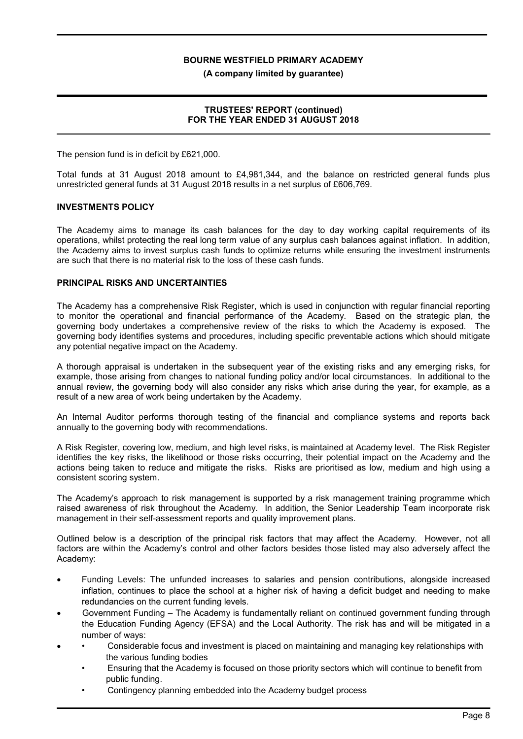The pension fund is in deficit by £621,000.

Total funds at 31 August 2018 amount to £4,981,344, and the balance on restricted general funds plus unrestricted general funds at 31 August 2018 results in a net surplus of £606,769.

## INVESTMENTS POLICY

The Academy aims to manage its cash balances for the day to day working capital requirements of its operations, whilst protecting the real long term value of any surplus cash balances against inflation. In addition, the Academy aims to invest surplus cash funds to optimize returns while ensuring the investment instruments are such that there is no material risk to the loss of these cash funds.

## PRINCIPAL RISKS AND UNCERTAINTIES

The Academy has a comprehensive Risk Register, which is used in conjunction with regular financial reporting to monitor the operational and financial performance of the Academy. Based on the strategic plan, the governing body undertakes a comprehensive review of the risks to which the Academy is exposed. The governing body identifies systems and procedures, including specific preventable actions which should mitigate any potential negative impact on the Academy.

A thorough appraisal is undertaken in the subsequent year of the existing risks and any emerging risks, for example, those arising from changes to national funding policy and/or local circumstances. In additional to the annual review, the governing body will also consider any risks which arise during the year, for example, as a result of a new area of work being undertaken by the Academy.

An Internal Auditor performs thorough testing of the financial and compliance systems and reports back annually to the governing body with recommendations.

A Risk Register, covering low, medium, and high level risks, is maintained at Academy level. The Risk Register identifies the key risks, the likelihood or those risks occurring, their potential impact on the Academy and the actions being taken to reduce and mitigate the risks. Risks are prioritised as low, medium and high using a consistent scoring system.

The Academy's approach to risk management is supported by a risk management training programme which raised awareness of risk throughout the Academy. In addition, the Senior Leadership Team incorporate risk management in their self-assessment reports and quality improvement plans.

Outlined below is a description of the principal risk factors that may affect the Academy. However, not all factors are within the Academy's control and other factors besides those listed may also adversely affect the Academy:

- Funding Levels: The unfunded increases to salaries and pension contributions, alongside increased inflation, continues to place the school at a higher risk of having a deficit budget and needing to make redundancies on the current funding levels.
- Government Funding – The Academy is fundamentally reliant on continued government funding through the Education Funding Agency (EFSA) and the Local Authority. The risk has and will be mitigated in a number of ways:
-     - Considerable focus and investment is placed on maintaining and managing key relationships with the various funding bodies
    - Ensuring that the Academy is focused on those priority sectors which will continue to benefit from public funding.
    - Contingency planning embedded into the Academy budget process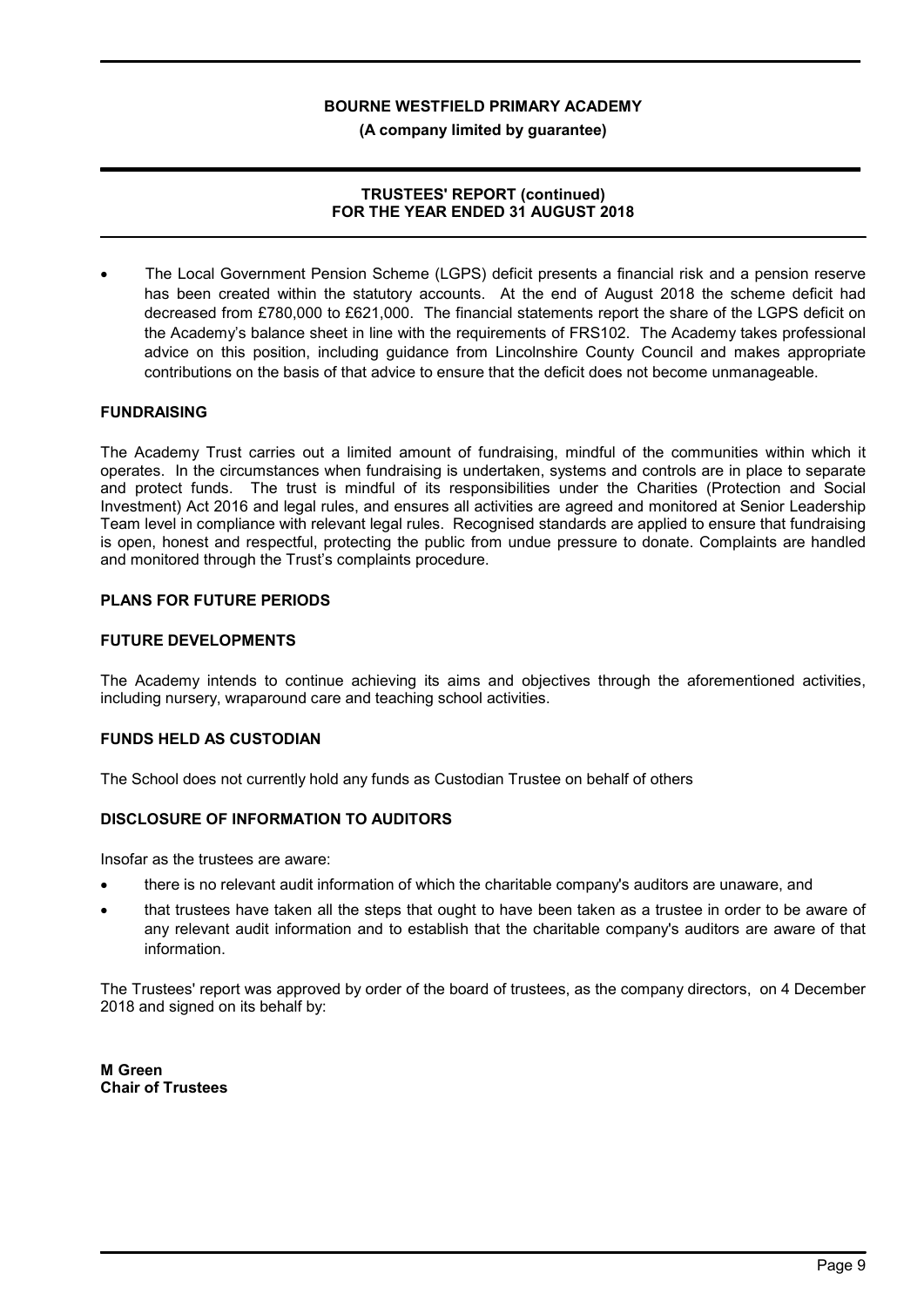- The Local Government Pension Scheme (LGPS) deficit presents a financial risk and a pension reserve has been created within the statutory accounts. At the end of August 2018 the scheme deficit had decreased from £780,000 to £621,000. The financial statements report the share of the LGPS deficit on the Academy's balance sheet in line with the requirements of FRS102. The Academy takes professional advice on this position, including guidance from Lincolnshire County Council and makes appropriate contributions on the basis of that advice to ensure that the deficit does not become unmanageable.

## FUNDRAISING

The Academy Trust carries out a limited amount of fundraising, mindful of the communities within which it operates. In the circumstances when fundraising is undertaken, systems and controls are in place to separate and protect funds. The trust is mindful of its responsibilities under the Charities (Protection and Social Investment) Act 2016 and legal rules, and ensures all activities are agreed and monitored at Senior Leadership Team level in compliance with relevant legal rules. Recognised standards are applied to ensure that fundraising is open, honest and respectful, protecting the public from undue pressure to donate. Complaints are handled and monitored through the Trust's complaints procedure.

## PLANS FOR FUTURE PERIODS

## FUTURE DEVELOPMENTS

The Academy intends to continue achieving its aims and objectives through the aforementioned activities, including nursery, wraparound care and teaching school activities.

## FUNDS HELD AS CUSTODIAN

The School does not currently hold any funds as Custodian Trustee on behalf of others

## DISCLOSURE OF INFORMATION TO AUDITORS

Insofar as the trustees are aware:

- there is no relevant audit information of which the charitable company's auditors are unaware, and
- that trustees have taken all the steps that ought to have been taken as a trustee in order to be aware of any relevant audit information and to establish that the charitable company's auditors are aware of that information.

The Trustees' report was approved by order of the board of trustees, as the company directors, on 4 December 2018 and signed on its behalf by:

**M Green**
**Chair of Trustees**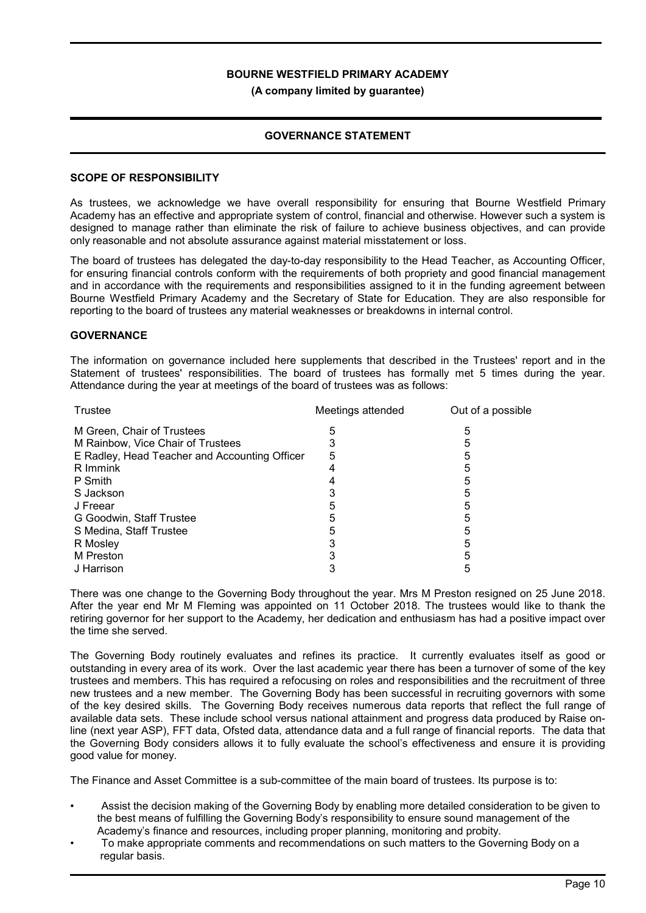# BOURNE WESTFIELD PRIMARY ACADEMY

**(A company limited by guarantee)**

## GOVERNANCE STATEMENT

### SCOPE OF RESPONSIBILITY

As trustees, we acknowledge we have overall responsibility for ensuring that Bourne Westfield Primary Academy has an effective and appropriate system of control, financial and otherwise. However such a system is designed to manage rather than eliminate the risk of failure to achieve business objectives, and can provide only reasonable and not absolute assurance against material misstatement or loss.

The board of trustees has delegated the day-to-day responsibility to the Head Teacher, as Accounting Officer, for ensuring financial controls conform with the requirements of both propriety and good financial management and in accordance with the requirements and responsibilities assigned to it in the funding agreement between Bourne Westfield Primary Academy and the Secretary of State for Education. They are also responsible for reporting to the board of trustees any material weaknesses or breakdowns in internal control.

### GOVERNANCE

The information on governance included here supplements that described in the Trustees' report and in the Statement of trustees' responsibilities. The board of trustees has formally met 5 times during the year. Attendance during the year at meetings of the board of trustees was as follows:

| Trustee | Meetings attended | Out of a possible |
|---|---|---|
| M Green, Chair of Trustees | 5 | 5 |
| M Rainbow, Vice Chair of Trustees | 3 | 5 |
| E Radley, Head Teacher and Accounting Officer | 5 | 5 |
| R Immink | 4 | 5 |
| P Smith | 4 | 5 |
| S Jackson | 3 | 5 |
| J Freear | 5 | 5 |
| G Goodwin, Staff Trustee | 5 | 5 |
| S Medina, Staff Trustee | 5 | 5 |
| R Mosley | 3 | 5 |
| M Preston | 3 | 5 |
| J Harrison | 3 | 5 |

There was one change to the Governing Body throughout the year. Mrs M Preston resigned on 25 June 2018. After the year end Mr M Fleming was appointed on 11 October 2018. The trustees would like to thank the retiring governor for her support to the Academy, her dedication and enthusiasm has had a positive impact over the time she served.

The Governing Body routinely evaluates and refines its practice. It currently evaluates itself as good or outstanding in every area of its work. Over the last academic year there has been a turnover of some of the key trustees and members. This has required a refocusing on roles and responsibilities and the recruitment of three new trustees and a new member. The Governing Body has been successful in recruiting governors with some of the key desired skills. The Governing Body receives numerous data reports that reflect the full range of available data sets. These include school versus national attainment and progress data produced by Raise on-line (next year ASP), FFT data, Ofsted data, attendance data and a full range of financial reports. The data that the Governing Body considers allows it to fully evaluate the school's effectiveness and ensure it is providing good value for money.

The Finance and Asset Committee is a sub-committee of the main board of trustees. Its purpose is to:

- Assist the decision making of the Governing Body by enabling more detailed consideration to be given to the best means of fulfilling the Governing Body's responsibility to ensure sound management of the Academy's finance and resources, including proper planning, monitoring and probity.
- To make appropriate comments and recommendations on such matters to the Governing Body on a regular basis.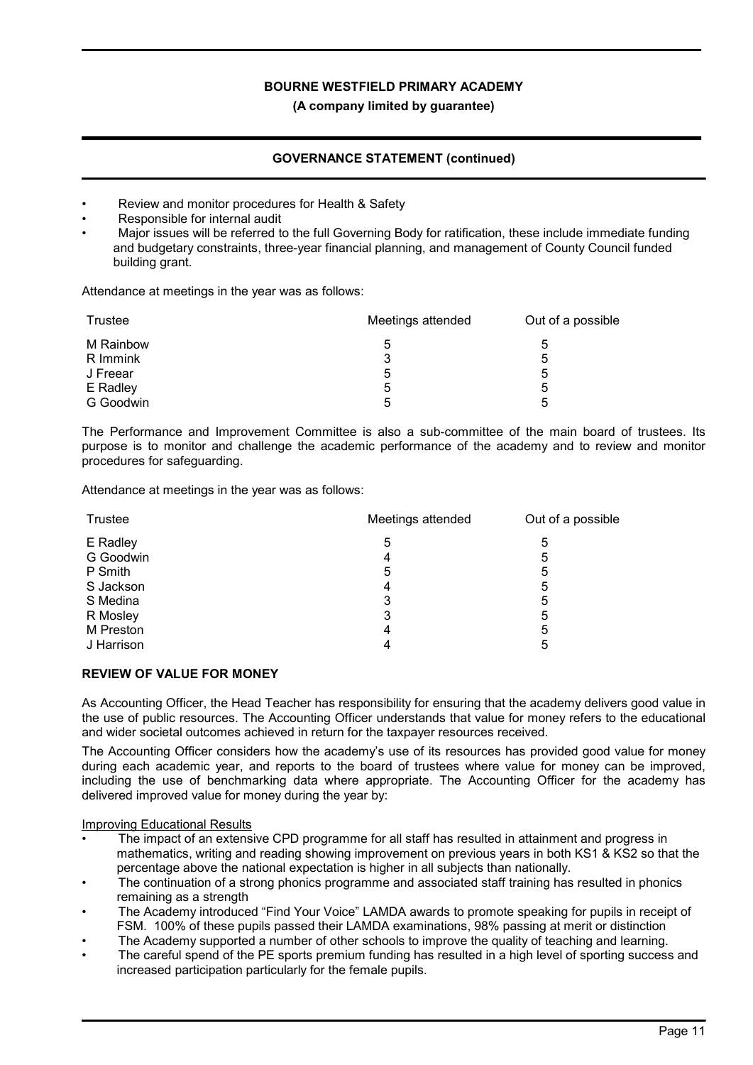- Review and monitor procedures for Health & Safety
- Responsible for internal audit
- Major issues will be referred to the full Governing Body for ratification, these include immediate funding and budgetary constraints, three-year financial planning, and management of County Council funded building grant.

Attendance at meetings in the year was as follows:

| Trustee | Meetings attended | Out of a possible |
|---|---|---|
| M Rainbow | 5 | 5 |
| R Immink | 3 | 5 |
| J Freear | 5 | 5 |
| E Radley | 5 | 5 |
| G Goodwin | 5 | 5 |

The Performance and Improvement Committee is also a sub-committee of the main board of trustees. Its purpose is to monitor and challenge the academic performance of the academy and to review and monitor procedures for safeguarding.

Attendance at meetings in the year was as follows:

| Trustee | Meetings attended | Out of a possible |
|---|---|---|
| E Radley | 5 | 5 |
| G Goodwin | 4 | 5 |
| P Smith | 5 | 5 |
| S Jackson | 4 | 5 |
| S Medina | 3 | 5 |
| R Mosley | 3 | 5 |
| M Preston | 4 | 5 |
| J Harrison | 4 | 5 |

## REVIEW OF VALUE FOR MONEY

As Accounting Officer, the Head Teacher has responsibility for ensuring that the academy delivers good value in the use of public resources. The Accounting Officer understands that value for money refers to the educational and wider societal outcomes achieved in return for the taxpayer resources received.

The Accounting Officer considers how the academy's use of its resources has provided good value for money during each academic year, and reports to the board of trustees where value for money can be improved, including the use of benchmarking data where appropriate. The Accounting Officer for the academy has delivered improved value for money during the year by:

Improving Educational Results

- The impact of an extensive CPD programme for all staff has resulted in attainment and progress in mathematics, writing and reading showing improvement on previous years in both KS1 & KS2 so that the percentage above the national expectation is higher in all subjects than nationally.
- The continuation of a strong phonics programme and associated staff training has resulted in phonics remaining as a strength
- The Academy introduced "Find Your Voice" LAMDA awards to promote speaking for pupils in receipt of FSM. 100% of these pupils passed their LAMDA examinations, 98% passing at merit or distinction
- The Academy supported a number of other schools to improve the quality of teaching and learning.
- The careful spend of the PE sports premium funding has resulted in a high level of sporting success and increased participation particularly for the female pupils.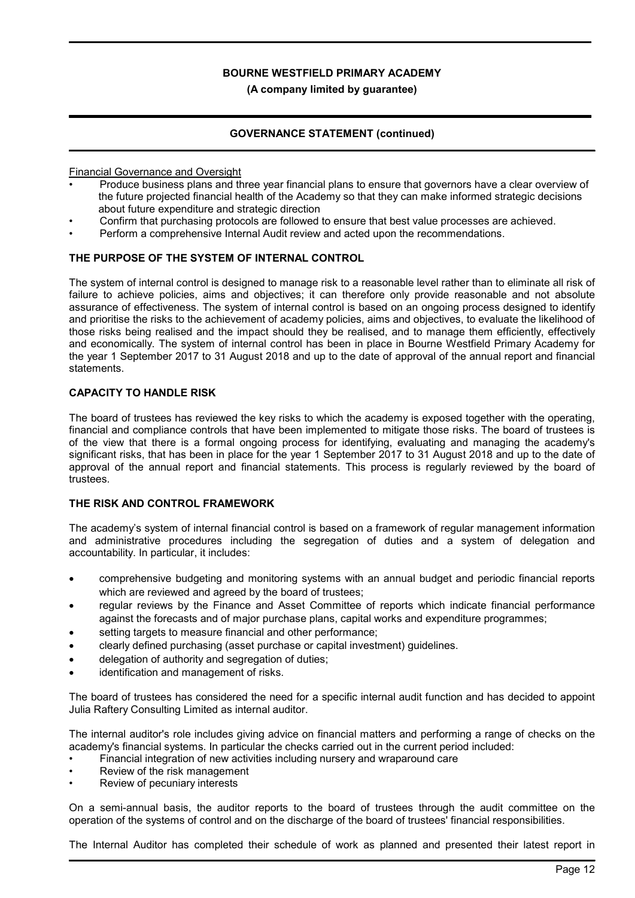Financial Governance and Oversight

- Produce business plans and three year financial plans to ensure that governors have a clear overview of the future projected financial health of the Academy so that they can make informed strategic decisions about future expenditure and strategic direction
- Confirm that purchasing protocols are followed to ensure that best value processes are achieved.
- Perform a comprehensive Internal Audit review and acted upon the recommendations.

**THE PURPOSE OF THE SYSTEM OF INTERNAL CONTROL**

The system of internal control is designed to manage risk to a reasonable level rather than to eliminate all risk of failure to achieve policies, aims and objectives; it can therefore only provide reasonable and not absolute assurance of effectiveness. The system of internal control is based on an ongoing process designed to identify and prioritise the risks to the achievement of academy policies, aims and objectives, to evaluate the likelihood of those risks being realised and the impact should they be realised, and to manage them efficiently, effectively and economically. The system of internal control has been in place in Bourne Westfield Primary Academy for the year 1 September 2017 to 31 August 2018 and up to the date of approval of the annual report and financial statements.

**CAPACITY TO HANDLE RISK**

The board of trustees has reviewed the key risks to which the academy is exposed together with the operating, financial and compliance controls that have been implemented to mitigate those risks. The board of trustees is of the view that there is a formal ongoing process for identifying, evaluating and managing the academy's significant risks, that has been in place for the year 1 September 2017 to 31 August 2018 and up to the date of approval of the annual report and financial statements. This process is regularly reviewed by the board of trustees.

**THE RISK AND CONTROL FRAMEWORK**

The academy's system of internal financial control is based on a framework of regular management information and administrative procedures including the segregation of duties and a system of delegation and accountability. In particular, it includes:

- comprehensive budgeting and monitoring systems with an annual budget and periodic financial reports which are reviewed and agreed by the board of trustees;
- regular reviews by the Finance and Asset Committee of reports which indicate financial performance against the forecasts and of major purchase plans, capital works and expenditure programmes;
- setting targets to measure financial and other performance;
- clearly defined purchasing (asset purchase or capital investment) guidelines.
- delegation of authority and segregation of duties;
- identification and management of risks.

The board of trustees has considered the need for a specific internal audit function and has decided to appoint Julia Raftery Consulting Limited as internal auditor.

The internal auditor's role includes giving advice on financial matters and performing a range of checks on the academy's financial systems. In particular the checks carried out in the current period included:

- Financial integration of new activities including nursery and wraparound care
- Review of the risk management
- Review of pecuniary interests

On a semi-annual basis, the auditor reports to the board of trustees through the audit committee on the operation of the systems of control and on the discharge of the board of trustees' financial responsibilities.

The Internal Auditor has completed their schedule of work as planned and presented their latest report in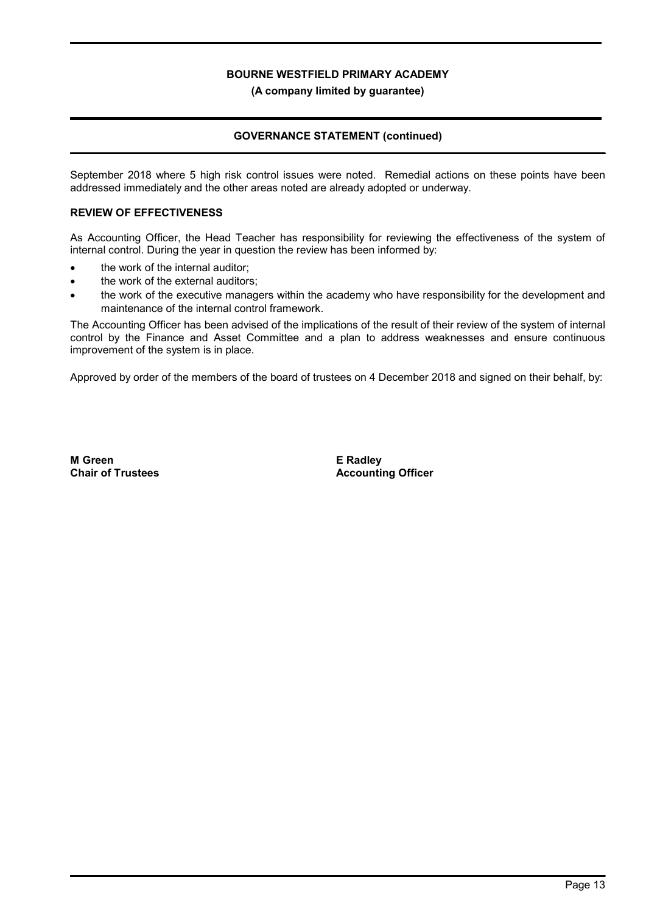September 2018 where 5 high risk control issues were noted. Remedial actions on these points have been addressed immediately and the other areas noted are already adopted or underway.

**REVIEW OF EFFECTIVENESS**

As Accounting Officer, the Head Teacher has responsibility for reviewing the effectiveness of the system of internal control. During the year in question the review has been informed by:

- the work of the internal auditor;
- the work of the external auditors;
- the work of the executive managers within the academy who have responsibility for the development and maintenance of the internal control framework.

The Accounting Officer has been advised of the implications of the result of their review of the system of internal control by the Finance and Asset Committee and a plan to address weaknesses and ensure continuous improvement of the system is in place.

Approved by order of the members of the board of trustees on 4 December 2018 and signed on their behalf, by:

**M Green**
**Chair of Trustees**

**E Radley**
**Accounting Officer**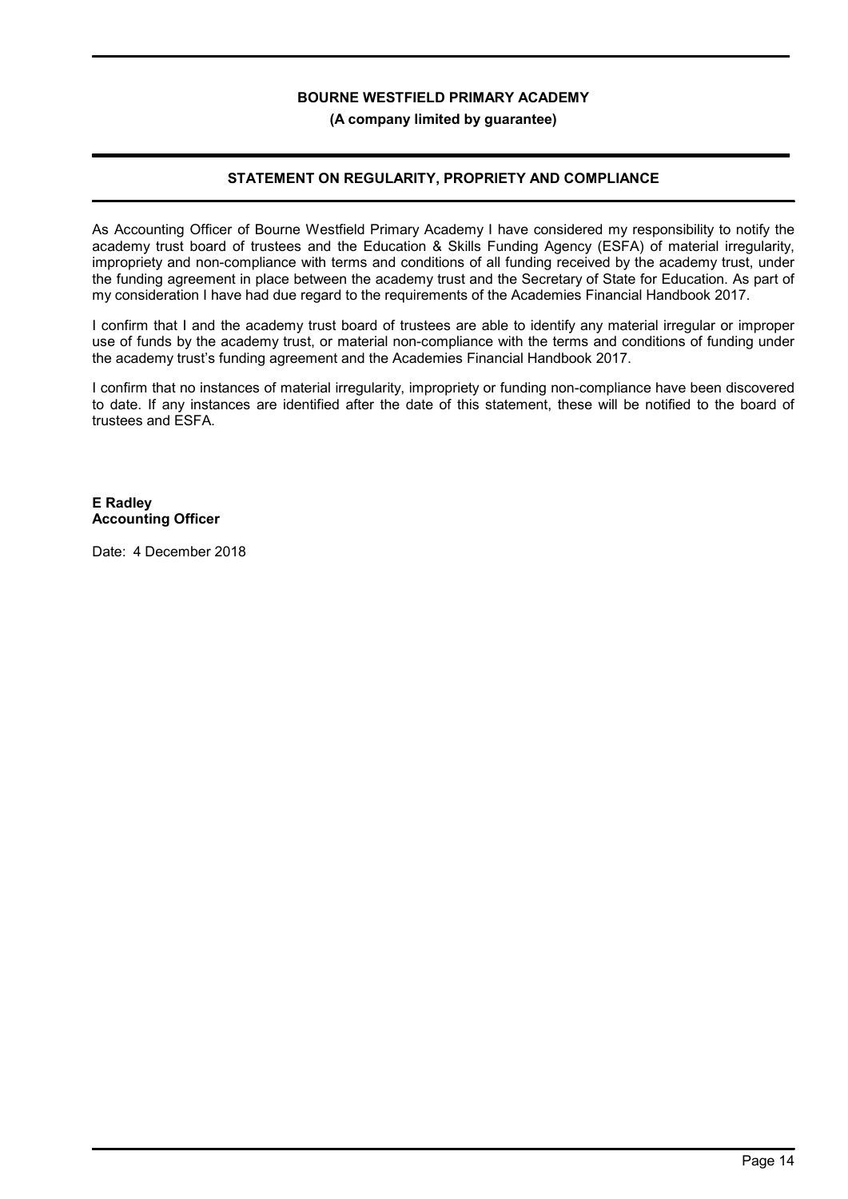**BOURNE WESTFIELD PRIMARY ACADEMY**

**(A company limited by guarantee)**

## STATEMENT ON REGULARITY, PROPRIETY AND COMPLIANCE

As Accounting Officer of Bourne Westfield Primary Academy I have considered my responsibility to notify the academy trust board of trustees and the Education & Skills Funding Agency (ESFA) of material irregularity, impropriety and non-compliance with terms and conditions of all funding received by the academy trust, under the funding agreement in place between the academy trust and the Secretary of State for Education. As part of my consideration I have had due regard to the requirements of the Academies Financial Handbook 2017.

I confirm that I and the academy trust board of trustees are able to identify any material irregular or improper use of funds by the academy trust, or material non-compliance with the terms and conditions of funding under the academy trust's funding agreement and the Academies Financial Handbook 2017.

I confirm that no instances of material irregularity, impropriety or funding non-compliance have been discovered to date. If any instances are identified after the date of this statement, these will be notified to the board of trustees and ESFA.

**E Radley**
**Accounting Officer**

Date: 4 December 2018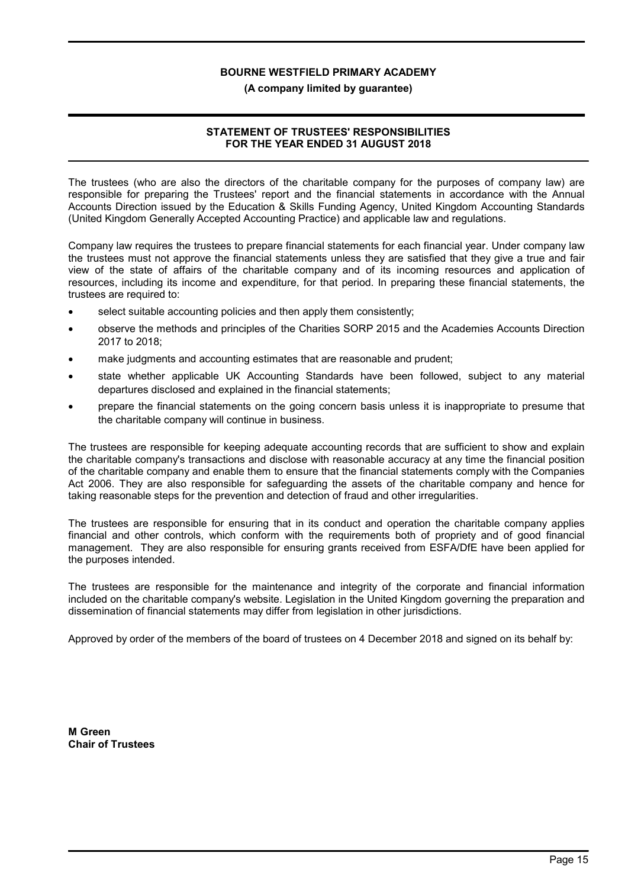**BOURNE WESTFIELD PRIMARY ACADEMY**

**(A company limited by guarantee)**

## STATEMENT OF TRUSTEES' RESPONSIBILITIES FOR THE YEAR ENDED 31 AUGUST 2018

The trustees (who are also the directors of the charitable company for the purposes of company law) are responsible for preparing the Trustees' report and the financial statements in accordance with the Annual Accounts Direction issued by the Education & Skills Funding Agency, United Kingdom Accounting Standards (United Kingdom Generally Accepted Accounting Practice) and applicable law and regulations.

Company law requires the trustees to prepare financial statements for each financial year. Under company law the trustees must not approve the financial statements unless they are satisfied that they give a true and fair view of the state of affairs of the charitable company and of its incoming resources and application of resources, including its income and expenditure, for that period. In preparing these financial statements, the trustees are required to:

- select suitable accounting policies and then apply them consistently;
- observe the methods and principles of the Charities SORP 2015 and the Academies Accounts Direction 2017 to 2018;
- make judgments and accounting estimates that are reasonable and prudent;
- state whether applicable UK Accounting Standards have been followed, subject to any material departures disclosed and explained in the financial statements;
- prepare the financial statements on the going concern basis unless it is inappropriate to presume that the charitable company will continue in business.

The trustees are responsible for keeping adequate accounting records that are sufficient to show and explain the charitable company's transactions and disclose with reasonable accuracy at any time the financial position of the charitable company and enable them to ensure that the financial statements comply with the Companies Act 2006. They are also responsible for safeguarding the assets of the charitable company and hence for taking reasonable steps for the prevention and detection of fraud and other irregularities.

The trustees are responsible for ensuring that in its conduct and operation the charitable company applies financial and other controls, which conform with the requirements both of propriety and of good financial management. They are also responsible for ensuring grants received from ESFA/DfE have been applied for the purposes intended.

The trustees are responsible for the maintenance and integrity of the corporate and financial information included on the charitable company's website. Legislation in the United Kingdom governing the preparation and dissemination of financial statements may differ from legislation in other jurisdictions.

Approved by order of the members of the board of trustees on 4 December 2018 and signed on its behalf by:

**M Green**
**Chair of Trustees**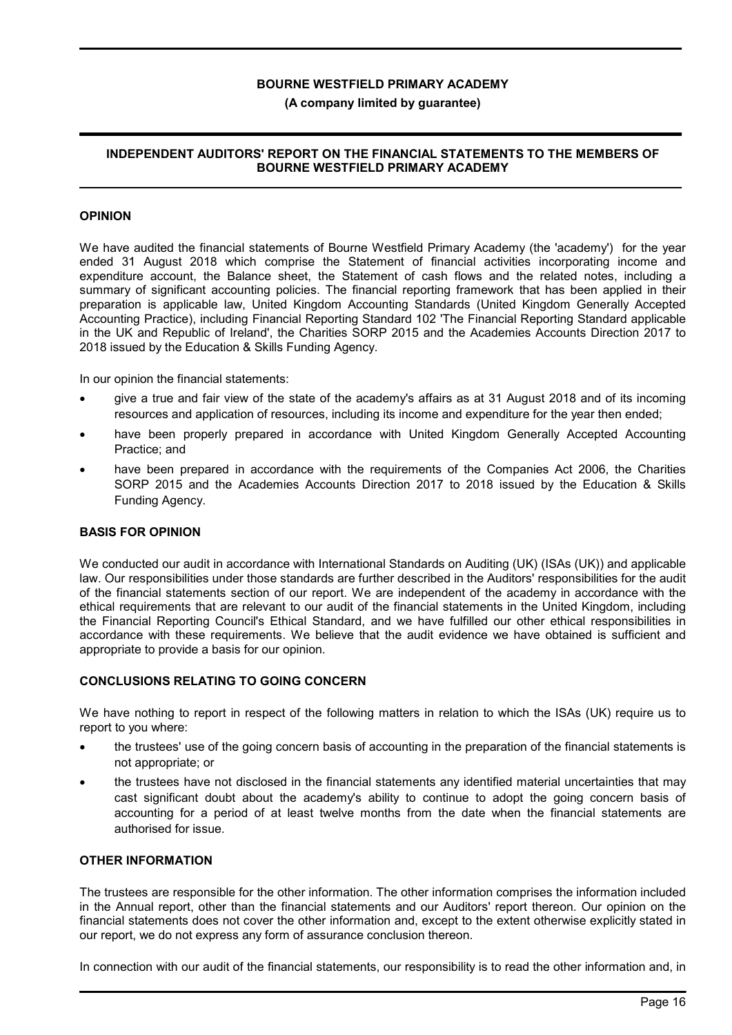# BOURNE WESTFIELD PRIMARY ACADEMY

**(A company limited by guarantee)**

## INDEPENDENT AUDITORS' REPORT ON THE FINANCIAL STATEMENTS TO THE MEMBERS OF BOURNE WESTFIELD PRIMARY ACADEMY

### OPINION

We have audited the financial statements of Bourne Westfield Primary Academy (the 'academy') for the year ended 31 August 2018 which comprise the Statement of financial activities incorporating income and expenditure account, the Balance sheet, the Statement of cash flows and the related notes, including a summary of significant accounting policies. The financial reporting framework that has been applied in their preparation is applicable law, United Kingdom Accounting Standards (United Kingdom Generally Accepted Accounting Practice), including Financial Reporting Standard 102 'The Financial Reporting Standard applicable in the UK and Republic of Ireland', the Charities SORP 2015 and the Academies Accounts Direction 2017 to 2018 issued by the Education & Skills Funding Agency.

In our opinion the financial statements:

- give a true and fair view of the state of the academy's affairs as at 31 August 2018 and of its incoming resources and application of resources, including its income and expenditure for the year then ended;
- have been properly prepared in accordance with United Kingdom Generally Accepted Accounting Practice; and
- have been prepared in accordance with the requirements of the Companies Act 2006, the Charities SORP 2015 and the Academies Accounts Direction 2017 to 2018 issued by the Education & Skills Funding Agency.

### BASIS FOR OPINION

We conducted our audit in accordance with International Standards on Auditing (UK) (ISAs (UK)) and applicable law. Our responsibilities under those standards are further described in the Auditors' responsibilities for the audit of the financial statements section of our report. We are independent of the academy in accordance with the ethical requirements that are relevant to our audit of the financial statements in the United Kingdom, including the Financial Reporting Council's Ethical Standard, and we have fulfilled our other ethical responsibilities in accordance with these requirements. We believe that the audit evidence we have obtained is sufficient and appropriate to provide a basis for our opinion.

### CONCLUSIONS RELATING TO GOING CONCERN

We have nothing to report in respect of the following matters in relation to which the ISAs (UK) require us to report to you where:

- the trustees' use of the going concern basis of accounting in the preparation of the financial statements is not appropriate; or
- the trustees have not disclosed in the financial statements any identified material uncertainties that may cast significant doubt about the academy's ability to continue to adopt the going concern basis of accounting for a period of at least twelve months from the date when the financial statements are authorised for issue.

### OTHER INFORMATION

The trustees are responsible for the other information. The other information comprises the information included in the Annual report, other than the financial statements and our Auditors' report thereon. Our opinion on the financial statements does not cover the other information and, except to the extent otherwise explicitly stated in our report, we do not express any form of assurance conclusion thereon.

In connection with our audit of the financial statements, our responsibility is to read the other information and, in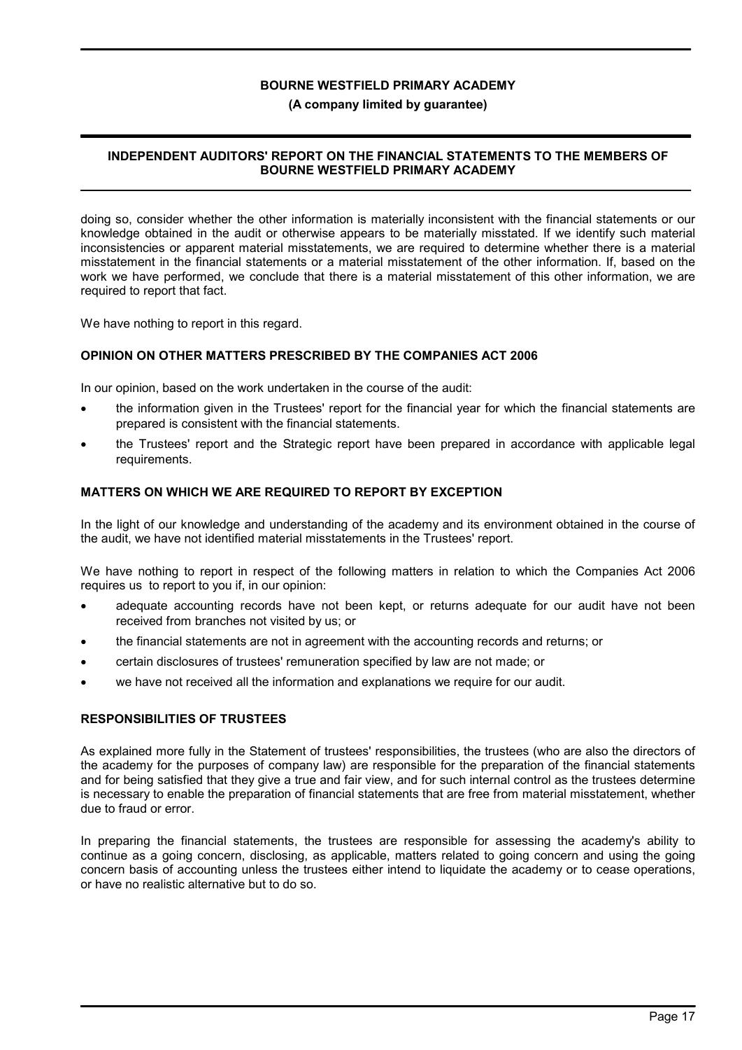doing so, consider whether the other information is materially inconsistent with the financial statements or our knowledge obtained in the audit or otherwise appears to be materially misstated. If we identify such material inconsistencies or apparent material misstatements, we are required to determine whether there is a material misstatement in the financial statements or a material misstatement of the other information. If, based on the work we have performed, we conclude that there is a material misstatement of this other information, we are required to report that fact.

We have nothing to report in this regard.

## OPINION ON OTHER MATTERS PRESCRIBED BY THE COMPANIES ACT 2006

In our opinion, based on the work undertaken in the course of the audit:

- the information given in the Trustees' report for the financial year for which the financial statements are prepared is consistent with the financial statements.
- the Trustees' report and the Strategic report have been prepared in accordance with applicable legal requirements.

## MATTERS ON WHICH WE ARE REQUIRED TO REPORT BY EXCEPTION

In the light of our knowledge and understanding of the academy and its environment obtained in the course of the audit, we have not identified material misstatements in the Trustees' report.

We have nothing to report in respect of the following matters in relation to which the Companies Act 2006 requires us to report to you if, in our opinion:

- adequate accounting records have not been kept, or returns adequate for our audit have not been received from branches not visited by us; or
- the financial statements are not in agreement with the accounting records and returns; or
- certain disclosures of trustees' remuneration specified by law are not made; or
- we have not received all the information and explanations we require for our audit.

## RESPONSIBILITIES OF TRUSTEES

As explained more fully in the Statement of trustees' responsibilities, the trustees (who are also the directors of the academy for the purposes of company law) are responsible for the preparation of the financial statements and for being satisfied that they give a true and fair view, and for such internal control as the trustees determine is necessary to enable the preparation of financial statements that are free from material misstatement, whether due to fraud or error.

In preparing the financial statements, the trustees are responsible for assessing the academy's ability to continue as a going concern, disclosing, as applicable, matters related to going concern and using the going concern basis of accounting unless the trustees either intend to liquidate the academy or to cease operations, or have no realistic alternative but to do so.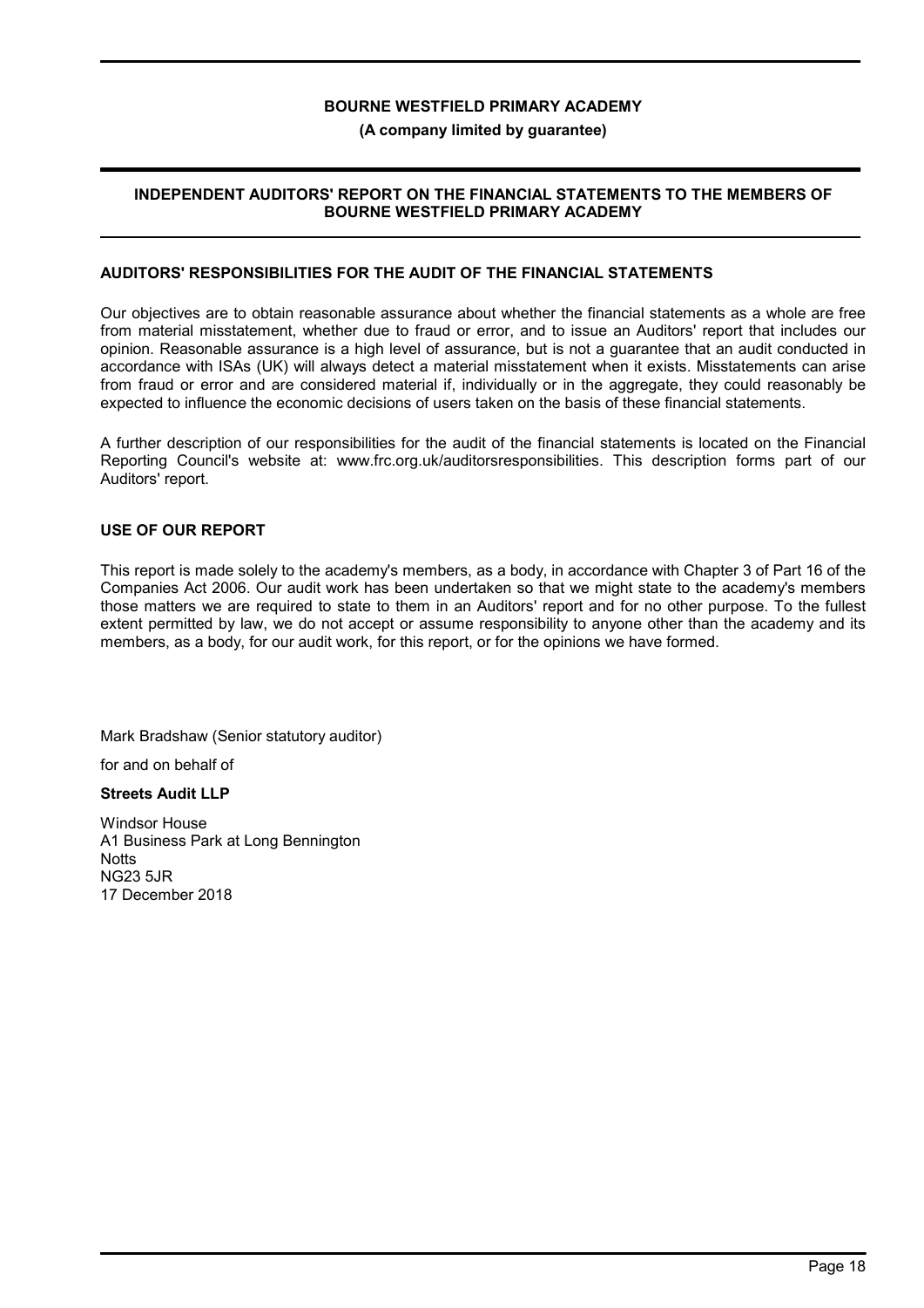## AUDITORS' RESPONSIBILITIES FOR THE AUDIT OF THE FINANCIAL STATEMENTS

Our objectives are to obtain reasonable assurance about whether the financial statements as a whole are free from material misstatement, whether due to fraud or error, and to issue an Auditors' report that includes our opinion. Reasonable assurance is a high level of assurance, but is not a guarantee that an audit conducted in accordance with ISAs (UK) will always detect a material misstatement when it exists. Misstatements can arise from fraud or error and are considered material if, individually or in the aggregate, they could reasonably be expected to influence the economic decisions of users taken on the basis of these financial statements.

A further description of our responsibilities for the audit of the financial statements is located on the Financial Reporting Council's website at: www.frc.org.uk/auditorsresponsibilities. This description forms part of our Auditors' report.

## USE OF OUR REPORT

This report is made solely to the academy's members, as a body, in accordance with Chapter 3 of Part 16 of the Companies Act 2006. Our audit work has been undertaken so that we might state to the academy's members those matters we are required to state to them in an Auditors' report and for no other purpose. To the fullest extent permitted by law, we do not accept or assume responsibility to anyone other than the academy and its members, as a body, for our audit work, for this report, or for the opinions we have formed.

Mark Bradshaw (Senior statutory auditor)

for and on behalf of

**Streets Audit LLP**

Windsor House
A1 Business Park at Long Bennington
Notts
NG23 5JR
17 December 2018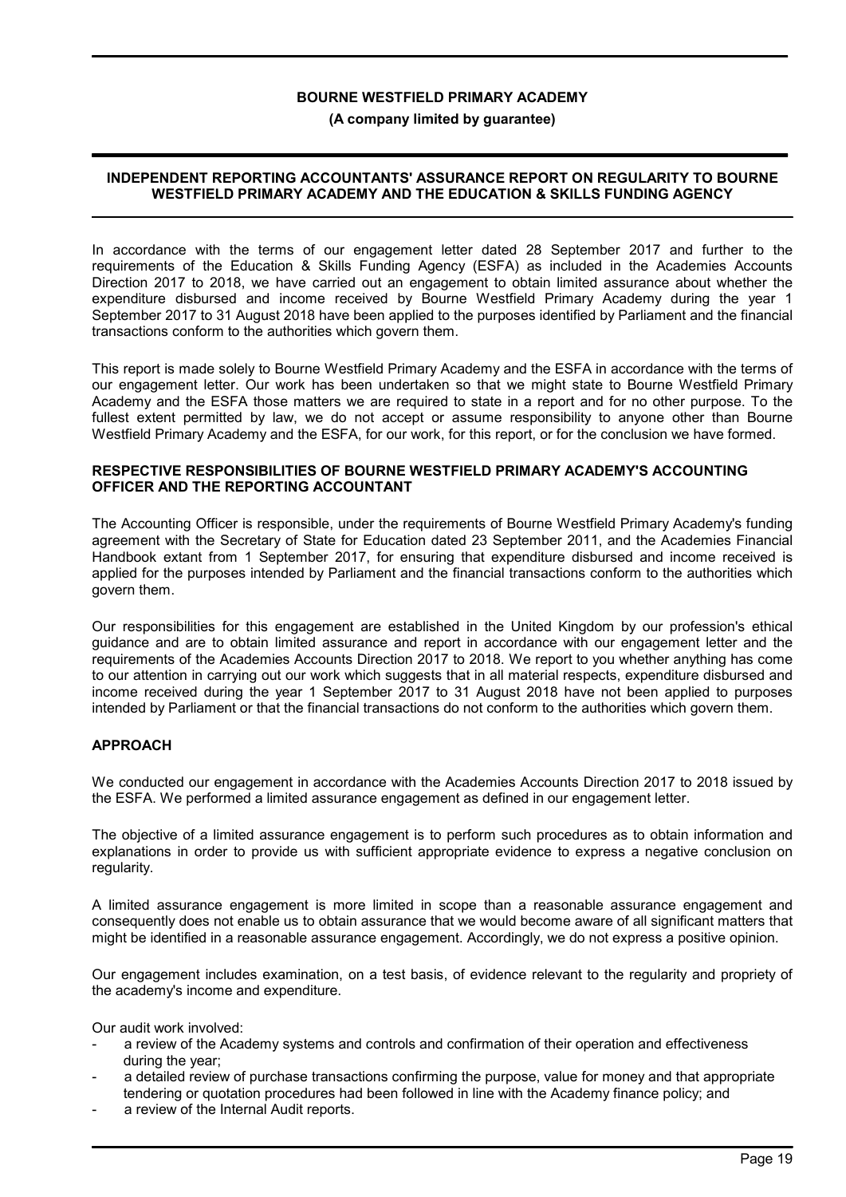# INDEPENDENT REPORTING ACCOUNTANTS' ASSURANCE REPORT ON REGULARITY TO BOURNE WESTFIELD PRIMARY ACADEMY AND THE EDUCATION & SKILLS FUNDING AGENCY

In accordance with the terms of our engagement letter dated 28 September 2017 and further to the requirements of the Education & Skills Funding Agency (ESFA) as included in the Academies Accounts Direction 2017 to 2018, we have carried out an engagement to obtain limited assurance about whether the expenditure disbursed and income received by Bourne Westfield Primary Academy during the year 1 September 2017 to 31 August 2018 have been applied to the purposes identified by Parliament and the financial transactions conform to the authorities which govern them.

This report is made solely to Bourne Westfield Primary Academy and the ESFA in accordance with the terms of our engagement letter. Our work has been undertaken so that we might state to Bourne Westfield Primary Academy and the ESFA those matters we are required to state in a report and for no other purpose. To the fullest extent permitted by law, we do not accept or assume responsibility to anyone other than Bourne Westfield Primary Academy and the ESFA, for our work, for this report, or for the conclusion we have formed.

## RESPECTIVE RESPONSIBILITIES OF BOURNE WESTFIELD PRIMARY ACADEMY'S ACCOUNTING OFFICER AND THE REPORTING ACCOUNTANT

The Accounting Officer is responsible, under the requirements of Bourne Westfield Primary Academy's funding agreement with the Secretary of State for Education dated 23 September 2011, and the Academies Financial Handbook extant from 1 September 2017, for ensuring that expenditure disbursed and income received is applied for the purposes intended by Parliament and the financial transactions conform to the authorities which govern them.

Our responsibilities for this engagement are established in the United Kingdom by our profession's ethical guidance and are to obtain limited assurance and report in accordance with our engagement letter and the requirements of the Academies Accounts Direction 2017 to 2018. We report to you whether anything has come to our attention in carrying out our work which suggests that in all material respects, expenditure disbursed and income received during the year 1 September 2017 to 31 August 2018 have not been applied to purposes intended by Parliament or that the financial transactions do not conform to the authorities which govern them.

## APPROACH

We conducted our engagement in accordance with the Academies Accounts Direction 2017 to 2018 issued by the ESFA. We performed a limited assurance engagement as defined in our engagement letter.

The objective of a limited assurance engagement is to perform such procedures as to obtain information and explanations in order to provide us with sufficient appropriate evidence to express a negative conclusion on regularity.

A limited assurance engagement is more limited in scope than a reasonable assurance engagement and consequently does not enable us to obtain assurance that we would become aware of all significant matters that might be identified in a reasonable assurance engagement. Accordingly, we do not express a positive opinion.

Our engagement includes examination, on a test basis, of evidence relevant to the regularity and propriety of the academy's income and expenditure.

Our audit work involved:

- a review of the Academy systems and controls and confirmation of their operation and effectiveness during the year;
- a detailed review of purchase transactions confirming the purpose, value for money and that appropriate tendering or quotation procedures had been followed in line with the Academy finance policy; and
- a review of the Internal Audit reports.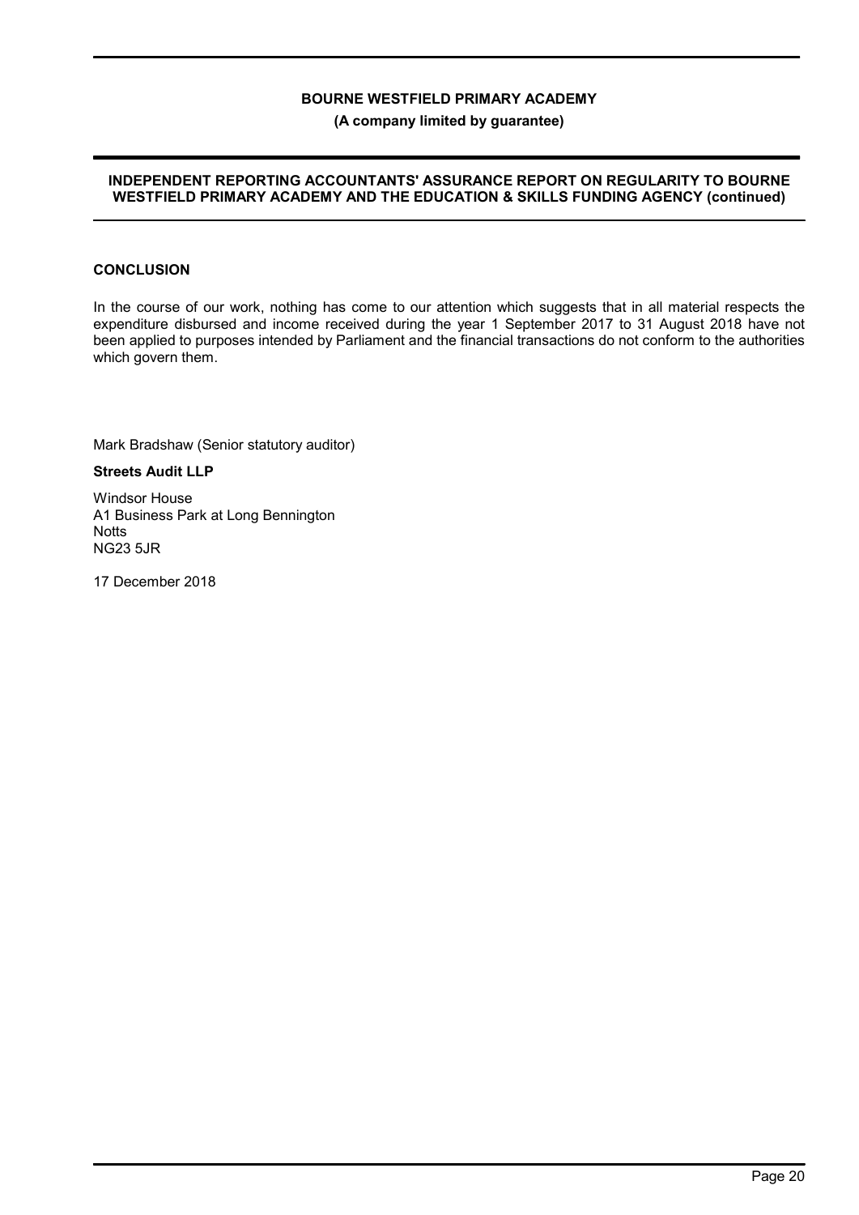## CONCLUSION

In the course of our work, nothing has come to our attention which suggests that in all material respects the expenditure disbursed and income received during the year 1 September 2017 to 31 August 2018 have not been applied to purposes intended by Parliament and the financial transactions do not conform to the authorities which govern them.

Mark Bradshaw (Senior statutory auditor)

**Streets Audit LLP**

Windsor House
A1 Business Park at Long Bennington
Notts
NG23 5JR

17 December 2018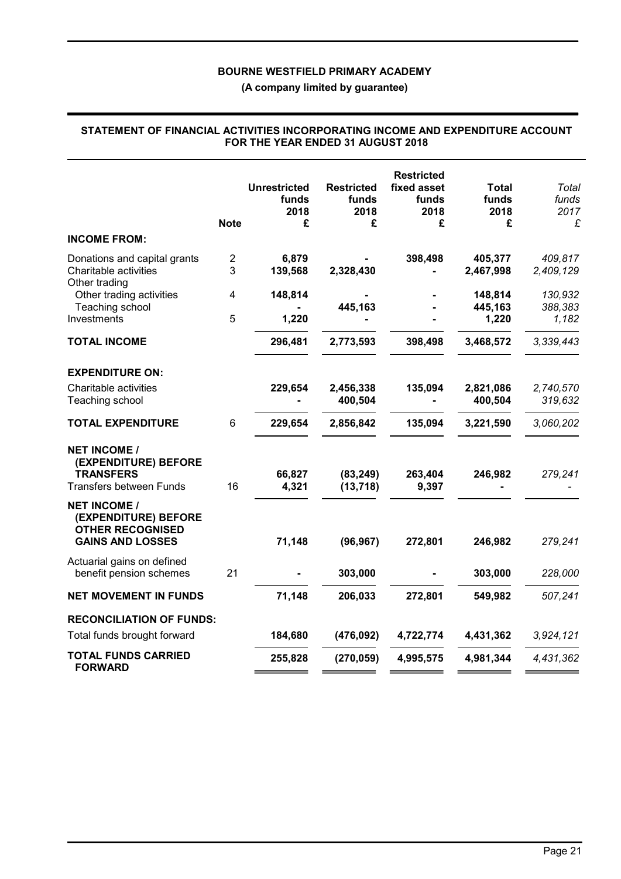**BOURNE WESTFIELD PRIMARY ACADEMY**

**(A company limited by guarantee)**

## STATEMENT OF FINANCIAL ACTIVITIES INCORPORATING INCOME AND EXPENDITURE ACCOUNT FOR THE YEAR ENDED 31 AUGUST 2018

| | Note | Unrestricted funds 2018 £ | Restricted funds 2018 £ | Restricted fixed asset funds 2018 £ | Total funds 2018 £ | *Total funds 2017 £* |
|---|---|---|---|---|---|---|
| **INCOME FROM:** | | | | | | |
| Donations and capital grants | 2 | 6,879 | - | 398,498 | 405,377 | *409,817* |
| Charitable activities | 3 | 139,568 | 2,328,430 | - | 2,467,998 | *2,409,129* |
| Other trading | | | | | | |
| Other trading activities | 4 | 148,814 | - | - | 148,814 | *130,932* |
| Teaching school | | - | 445,163 | - | 445,163 | *388,383* |
| Investments | 5 | 1,220 | - | - | 1,220 | *1,182* |
| **TOTAL INCOME** | | 296,481 | 2,773,593 | 398,498 | 3,468,572 | *3,339,443* |
| **EXPENDITURE ON:** | | | | | | |
| Charitable activities | | 229,654 | 2,456,338 | 135,094 | 2,821,086 | *2,740,570* |
| Teaching school | | - | 400,504 | - | 400,504 | *319,632* |
| **TOTAL EXPENDITURE** | 6 | 229,654 | 2,856,842 | 135,094 | 3,221,590 | *3,060,202* |
| **NET INCOME / (EXPENDITURE) BEFORE TRANSFERS** | | 66,827 | (83,249) | 263,404 | 246,982 | *279,241* |
| Transfers between Funds | 16 | 4,321 | (13,718) | 9,397 | - | *-* |
| **NET INCOME / (EXPENDITURE) BEFORE OTHER RECOGNISED GAINS AND LOSSES** | | 71,148 | (96,967) | 272,801 | 246,982 | *279,241* |
| Actuarial gains on defined benefit pension schemes | 21 | - | 303,000 | - | 303,000 | *228,000* |
| **NET MOVEMENT IN FUNDS** | | 71,148 | 206,033 | 272,801 | 549,982 | *507,241* |
| **RECONCILIATION OF FUNDS:** | | | | | | |
| Total funds brought forward | | 184,680 | (476,092) | 4,722,774 | 4,431,362 | *3,924,121* |
| **TOTAL FUNDS CARRIED FORWARD** | | 255,828 | (270,059) | 4,995,575 | 4,981,344 | *4,431,362* |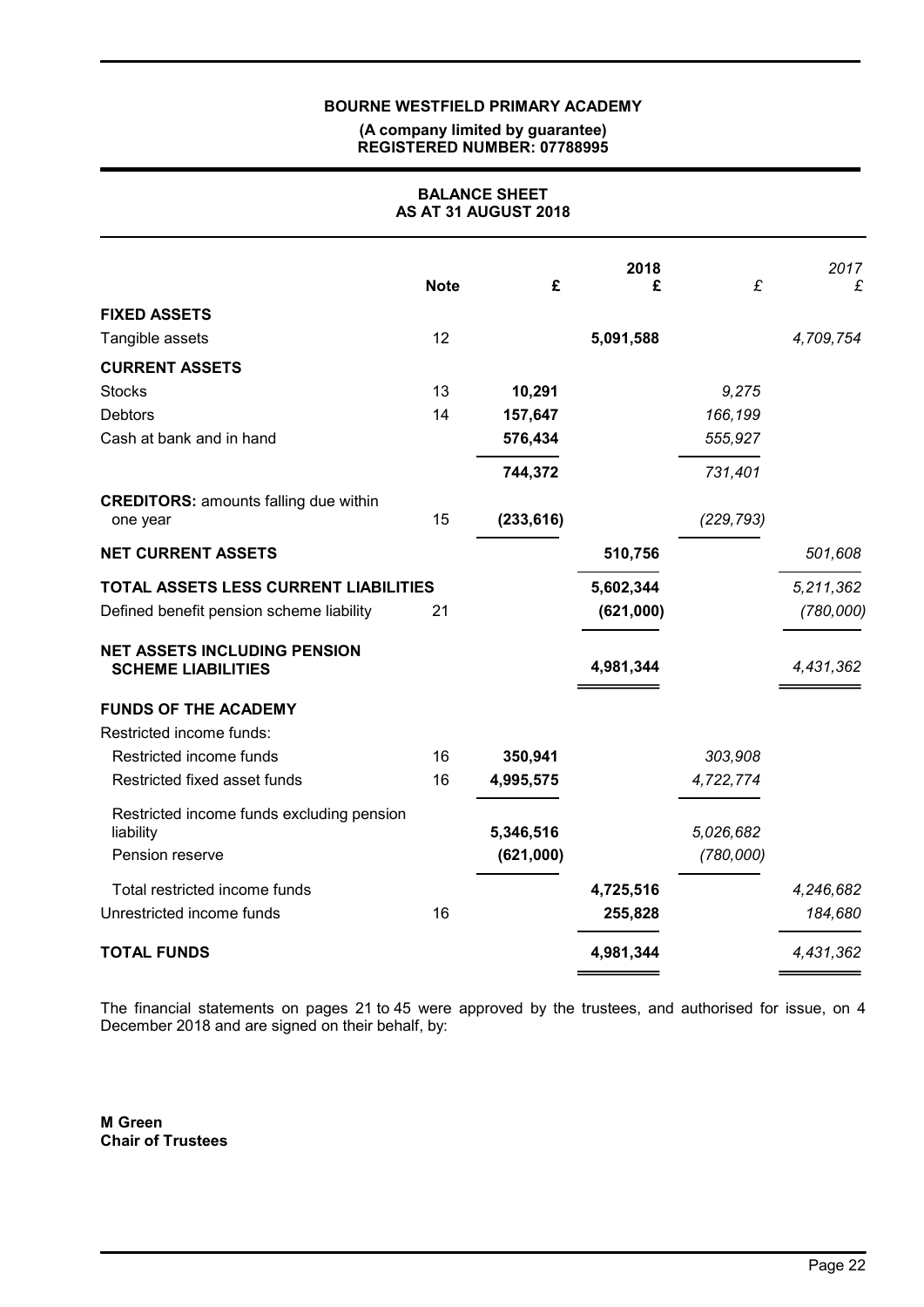**BOURNE WESTFIELD PRIMARY ACADEMY**

**(A company limited by guarantee)**
**REGISTERED NUMBER: 07788995**

## BALANCE SHEET
## AS AT 31 AUGUST 2018

| | Note | £ | 2018 £ | £ | 2017 £ |
|---|---|---|---|---|---|
| **FIXED ASSETS** | | | | | |
| Tangible assets | 12 | | **5,091,588** | | *4,709,754* |
| **CURRENT ASSETS** | | | | | |
| Stocks | 13 | **10,291** | | *9,275* | |
| Debtors | 14 | **157,647** | | *166,199* | |
| Cash at bank and in hand | | **576,434** | | *555,927* | |
| | | **744,372** | | *731,401* | |
| **CREDITORS:** amounts falling due within one year | 15 | **(233,616)** | | *(229,793)* | |
| **NET CURRENT ASSETS** | | | **510,756** | | *501,608* |
| **TOTAL ASSETS LESS CURRENT LIABILITIES** | | | **5,602,344** | | *5,211,362* |
| Defined benefit pension scheme liability | 21 | | **(621,000)** | | *(780,000)* |
| **NET ASSETS INCLUDING PENSION SCHEME LIABILITIES** | | | **4,981,344** | | *4,431,362* |
| **FUNDS OF THE ACADEMY** | | | | | |
| Restricted income funds: | | | | | |
| Restricted income funds | 16 | **350,941** | | *303,908* | |
| Restricted fixed asset funds | 16 | **4,995,575** | | *4,722,774* | |
| Restricted income funds excluding pension liability | | **5,346,516** | | *5,026,682* | |
| Pension reserve | | **(621,000)** | | *(780,000)* | |
| Total restricted income funds | | | **4,725,516** | | *4,246,682* |
| Unrestricted income funds | 16 | | **255,828** | | *184,680* |
| **TOTAL FUNDS** | | | **4,981,344** | | *4,431,362* |

The financial statements on pages 21 to 45 were approved by the trustees, and authorised for issue, on 4 December 2018 and are signed on their behalf, by:

**M Green**
**Chair of Trustees**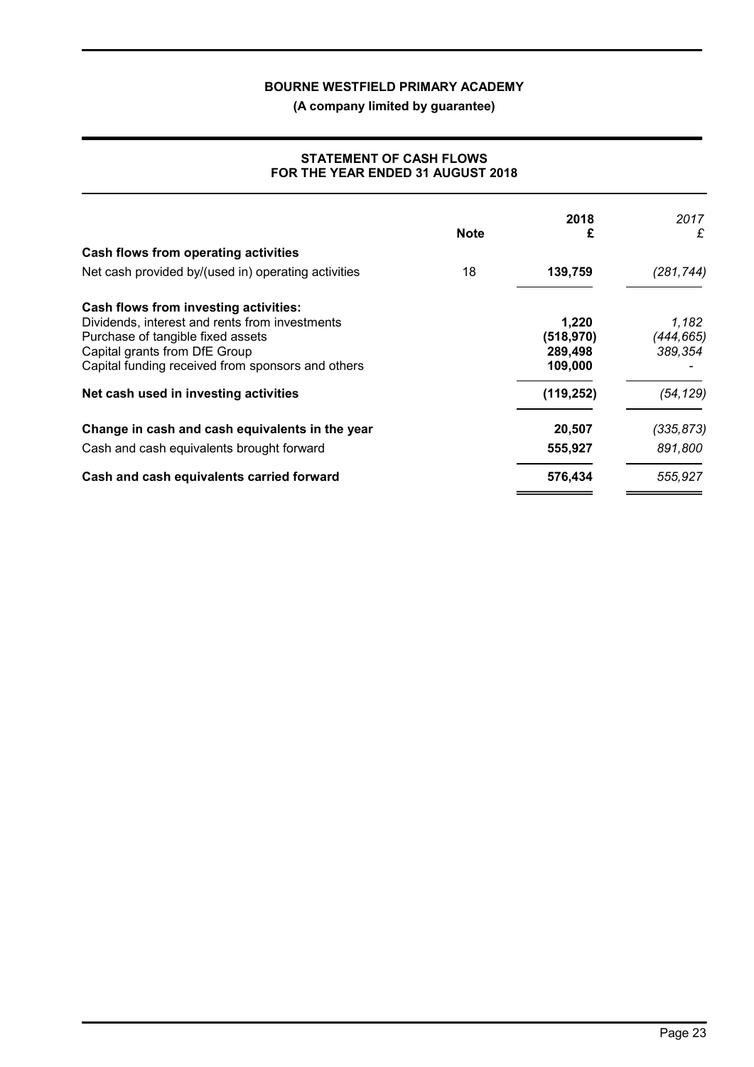**BOURNE WESTFIELD PRIMARY ACADEMY**

**(A company limited by guarantee)**

## STATEMENT OF CASH FLOWS FOR THE YEAR ENDED 31 AUGUST 2018

| | Note | 2018 £ | *2017 £* |
|---|---|---|---|
| **Cash flows from operating activities** | | | |
| Net cash provided by/(used in) operating activities | 18 | **139,759** | *(281,744)* |
| **Cash flows from investing activities:** | | | |
| Dividends, interest and rents from investments | | **1,220** | *1,182* |
| Purchase of tangible fixed assets | | **(518,970)** | *(444,665)* |
| Capital grants from DfE Group | | **289,498** | *389,354* |
| Capital funding received from sponsors and others | | **109,000** | *-* |
| **Net cash used in investing activities** | | **(119,252)** | *(54,129)* |
| **Change in cash and cash equivalents in the year** | | **20,507** | *(335,873)* |
| Cash and cash equivalents brought forward | | **555,927** | *891,800* |
| **Cash and cash equivalents carried forward** | | **576,434** | *555,927* |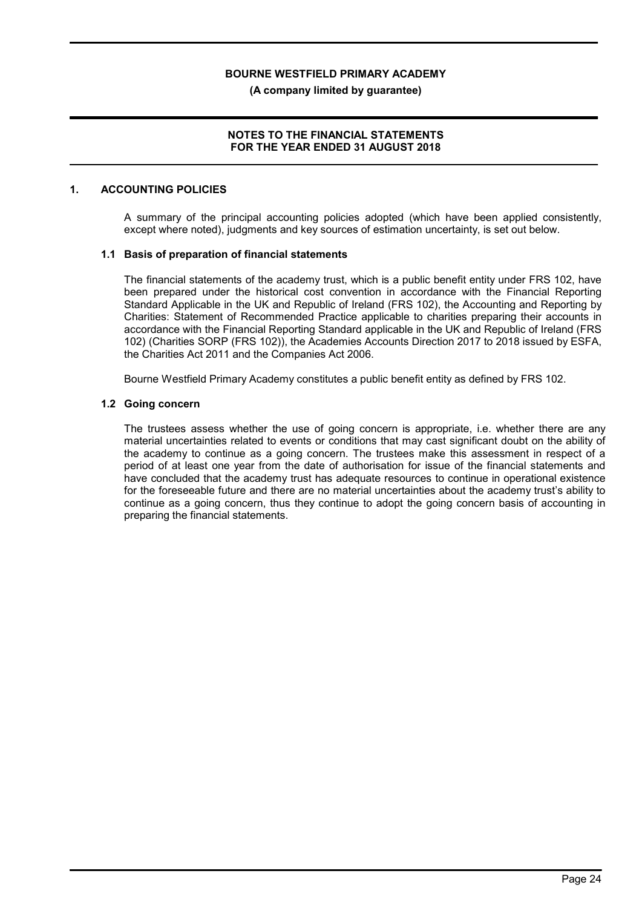# 1. ACCOUNTING POLICIES

A summary of the principal accounting policies adopted (which have been applied consistently, except where noted), judgments and key sources of estimation uncertainty, is set out below.

## 1.1 Basis of preparation of financial statements

The financial statements of the academy trust, which is a public benefit entity under FRS 102, have been prepared under the historical cost convention in accordance with the Financial Reporting Standard Applicable in the UK and Republic of Ireland (FRS 102), the Accounting and Reporting by Charities: Statement of Recommended Practice applicable to charities preparing their accounts in accordance with the Financial Reporting Standard applicable in the UK and Republic of Ireland (FRS 102) (Charities SORP (FRS 102)), the Academies Accounts Direction 2017 to 2018 issued by ESFA, the Charities Act 2011 and the Companies Act 2006.

Bourne Westfield Primary Academy constitutes a public benefit entity as defined by FRS 102.

## 1.2 Going concern

The trustees assess whether the use of going concern is appropriate, i.e. whether there are any material uncertainties related to events or conditions that may cast significant doubt on the ability of the academy to continue as a going concern. The trustees make this assessment in respect of a period of at least one year from the date of authorisation for issue of the financial statements and have concluded that the academy trust has adequate resources to continue in operational existence for the foreseeable future and there are no material uncertainties about the academy trust's ability to continue as a going concern, thus they continue to adopt the going concern basis of accounting in preparing the financial statements.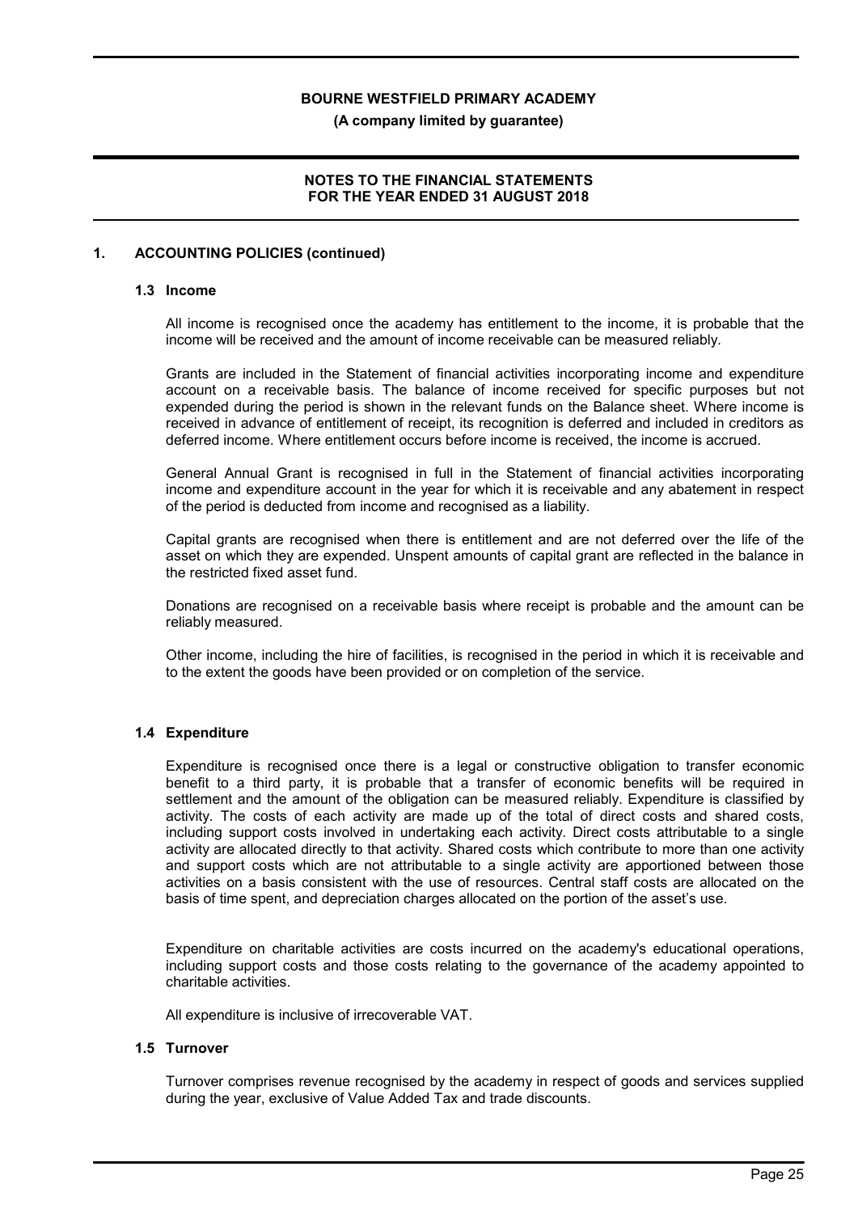## 1. ACCOUNTING POLICIES (continued)

### 1.3 Income

All income is recognised once the academy has entitlement to the income, it is probable that the income will be received and the amount of income receivable can be measured reliably.

Grants are included in the Statement of financial activities incorporating income and expenditure account on a receivable basis. The balance of income received for specific purposes but not expended during the period is shown in the relevant funds on the Balance sheet. Where income is received in advance of entitlement of receipt, its recognition is deferred and included in creditors as deferred income. Where entitlement occurs before income is received, the income is accrued.

General Annual Grant is recognised in full in the Statement of financial activities incorporating income and expenditure account in the year for which it is receivable and any abatement in respect of the period is deducted from income and recognised as a liability.

Capital grants are recognised when there is entitlement and are not deferred over the life of the asset on which they are expended. Unspent amounts of capital grant are reflected in the balance in the restricted fixed asset fund.

Donations are recognised on a receivable basis where receipt is probable and the amount can be reliably measured.

Other income, including the hire of facilities, is recognised in the period in which it is receivable and to the extent the goods have been provided or on completion of the service.

### 1.4 Expenditure

Expenditure is recognised once there is a legal or constructive obligation to transfer economic benefit to a third party, it is probable that a transfer of economic benefits will be required in settlement and the amount of the obligation can be measured reliably. Expenditure is classified by activity. The costs of each activity are made up of the total of direct costs and shared costs, including support costs involved in undertaking each activity. Direct costs attributable to a single activity are allocated directly to that activity. Shared costs which contribute to more than one activity and support costs which are not attributable to a single activity are apportioned between those activities on a basis consistent with the use of resources. Central staff costs are allocated on the basis of time spent, and depreciation charges allocated on the portion of the asset's use.

Expenditure on charitable activities are costs incurred on the academy's educational operations, including support costs and those costs relating to the governance of the academy appointed to charitable activities.

All expenditure is inclusive of irrecoverable VAT.

### 1.5 Turnover

Turnover comprises revenue recognised by the academy in respect of goods and services supplied during the year, exclusive of Value Added Tax and trade discounts.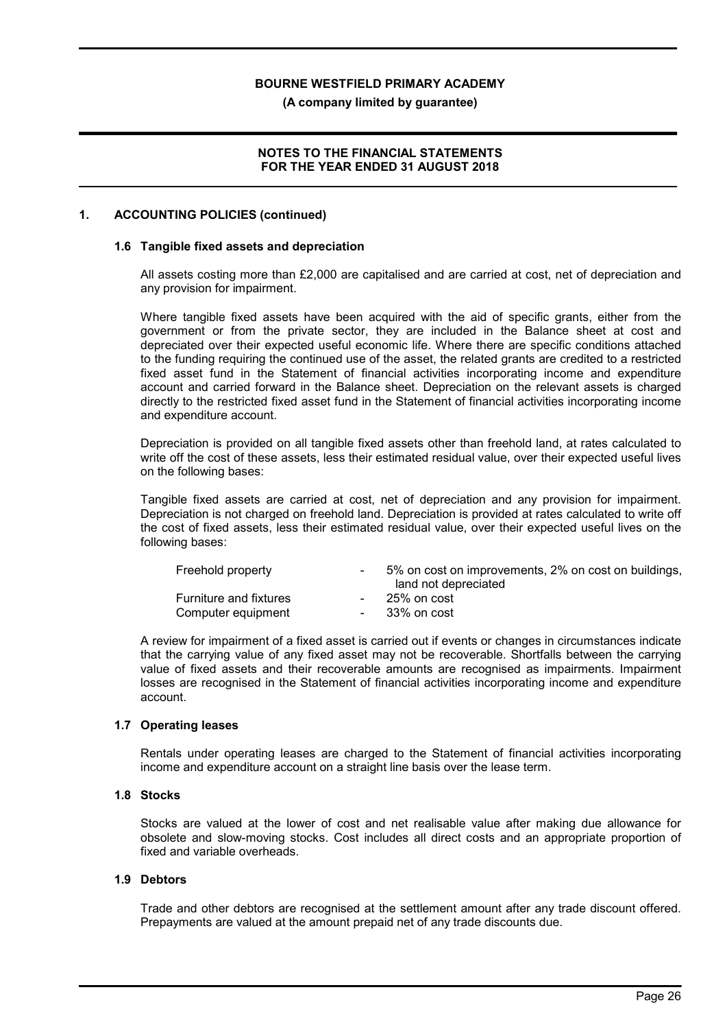## 1. ACCOUNTING POLICIES (continued)

### 1.6 Tangible fixed assets and depreciation

All assets costing more than £2,000 are capitalised and are carried at cost, net of depreciation and any provision for impairment.

Where tangible fixed assets have been acquired with the aid of specific grants, either from the government or from the private sector, they are included in the Balance sheet at cost and depreciated over their expected useful economic life. Where there are specific conditions attached to the funding requiring the continued use of the asset, the related grants are credited to a restricted fixed asset fund in the Statement of financial activities incorporating income and expenditure account and carried forward in the Balance sheet. Depreciation on the relevant assets is charged directly to the restricted fixed asset fund in the Statement of financial activities incorporating income and expenditure account.

Depreciation is provided on all tangible fixed assets other than freehold land, at rates calculated to write off the cost of these assets, less their estimated residual value, over their expected useful lives on the following bases:

Tangible fixed assets are carried at cost, net of depreciation and any provision for impairment. Depreciation is not charged on freehold land. Depreciation is provided at rates calculated to write off the cost of fixed assets, less their estimated residual value, over their expected useful lives on the following bases:

| | | |
|---|---|---|
| Freehold property | - | 5% on cost on improvements, 2% on cost on buildings, land not depreciated |
| Furniture and fixtures | - | 25% on cost |
| Computer equipment | - | 33% on cost |

A review for impairment of a fixed asset is carried out if events or changes in circumstances indicate that the carrying value of any fixed asset may not be recoverable. Shortfalls between the carrying value of fixed assets and their recoverable amounts are recognised as impairments. Impairment losses are recognised in the Statement of financial activities incorporating income and expenditure account.

### 1.7 Operating leases

Rentals under operating leases are charged to the Statement of financial activities incorporating income and expenditure account on a straight line basis over the lease term.

### 1.8 Stocks

Stocks are valued at the lower of cost and net realisable value after making due allowance for obsolete and slow-moving stocks. Cost includes all direct costs and an appropriate proportion of fixed and variable overheads.

### 1.9 Debtors

Trade and other debtors are recognised at the settlement amount after any trade discount offered. Prepayments are valued at the amount prepaid net of any trade discounts due.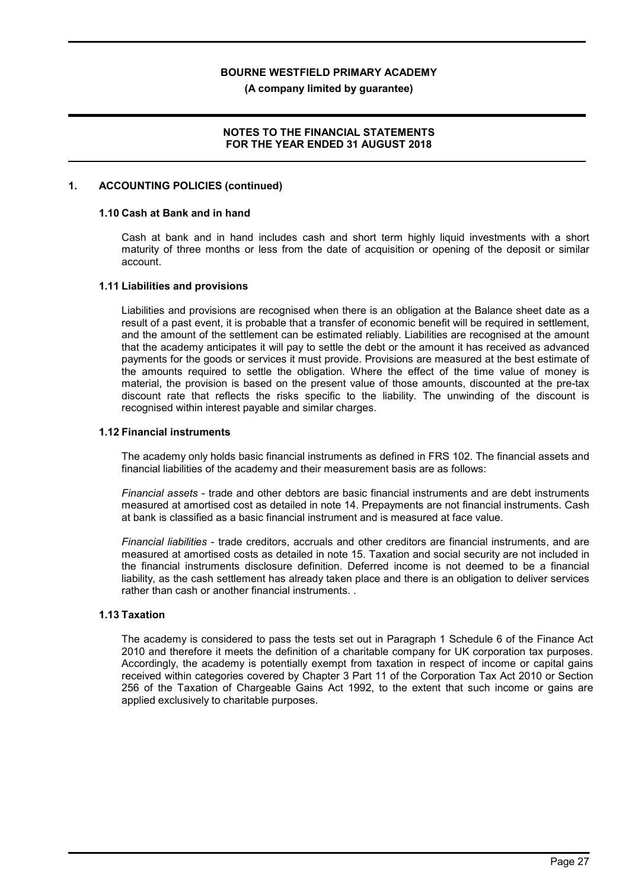## 1. ACCOUNTING POLICIES (continued)

### 1.10 Cash at Bank and in hand

Cash at bank and in hand includes cash and short term highly liquid investments with a short maturity of three months or less from the date of acquisition or opening of the deposit or similar account.

### 1.11 Liabilities and provisions

Liabilities and provisions are recognised when there is an obligation at the Balance sheet date as a result of a past event, it is probable that a transfer of economic benefit will be required in settlement, and the amount of the settlement can be estimated reliably. Liabilities are recognised at the amount that the academy anticipates it will pay to settle the debt or the amount it has received as advanced payments for the goods or services it must provide. Provisions are measured at the best estimate of the amounts required to settle the obligation. Where the effect of the time value of money is material, the provision is based on the present value of those amounts, discounted at the pre-tax discount rate that reflects the risks specific to the liability. The unwinding of the discount is recognised within interest payable and similar charges.

### 1.12 Financial instruments

The academy only holds basic financial instruments as defined in FRS 102. The financial assets and financial liabilities of the academy and their measurement basis are as follows:

*Financial assets* - trade and other debtors are basic financial instruments and are debt instruments measured at amortised cost as detailed in note 14. Prepayments are not financial instruments. Cash at bank is classified as a basic financial instrument and is measured at face value.

*Financial liabilities* - trade creditors, accruals and other creditors are financial instruments, and are measured at amortised costs as detailed in note 15. Taxation and social security are not included in the financial instruments disclosure definition. Deferred income is not deemed to be a financial liability, as the cash settlement has already taken place and there is an obligation to deliver services rather than cash or another financial instruments. .

### 1.13 Taxation

The academy is considered to pass the tests set out in Paragraph 1 Schedule 6 of the Finance Act 2010 and therefore it meets the definition of a charitable company for UK corporation tax purposes. Accordingly, the academy is potentially exempt from taxation in respect of income or capital gains received within categories covered by Chapter 3 Part 11 of the Corporation Tax Act 2010 or Section 256 of the Taxation of Chargeable Gains Act 1992, to the extent that such income or gains are applied exclusively to charitable purposes.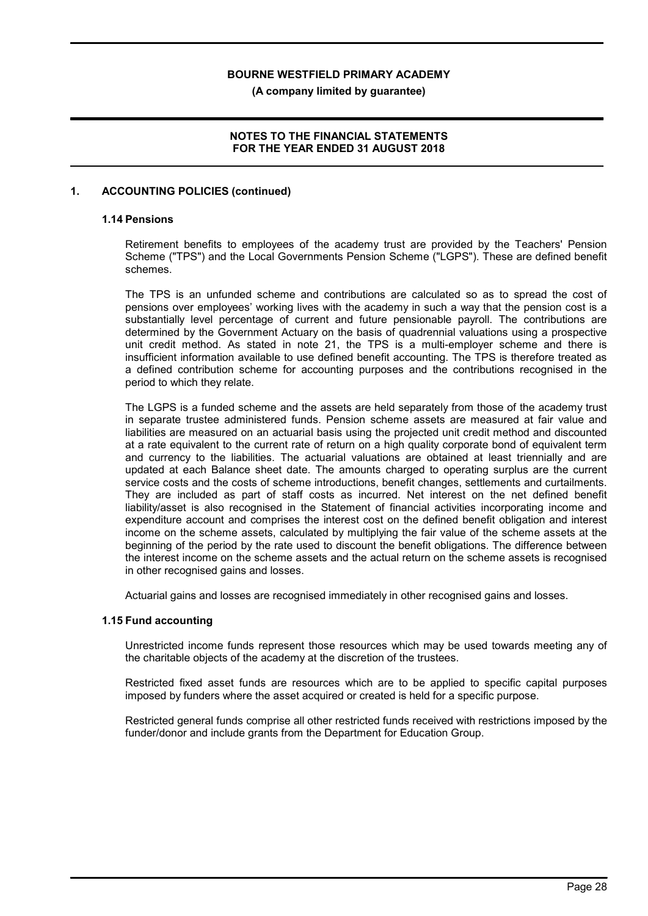## 1. ACCOUNTING POLICIES (continued)

### 1.14 Pensions

Retirement benefits to employees of the academy trust are provided by the Teachers' Pension Scheme ("TPS") and the Local Governments Pension Scheme ("LGPS"). These are defined benefit schemes.

The TPS is an unfunded scheme and contributions are calculated so as to spread the cost of pensions over employees' working lives with the academy in such a way that the pension cost is a substantially level percentage of current and future pensionable payroll. The contributions are determined by the Government Actuary on the basis of quadrennial valuations using a prospective unit credit method. As stated in note 21, the TPS is a multi-employer scheme and there is insufficient information available to use defined benefit accounting. The TPS is therefore treated as a defined contribution scheme for accounting purposes and the contributions recognised in the period to which they relate.

The LGPS is a funded scheme and the assets are held separately from those of the academy trust in separate trustee administered funds. Pension scheme assets are measured at fair value and liabilities are measured on an actuarial basis using the projected unit credit method and discounted at a rate equivalent to the current rate of return on a high quality corporate bond of equivalent term and currency to the liabilities. The actuarial valuations are obtained at least triennially and are updated at each Balance sheet date. The amounts charged to operating surplus are the current service costs and the costs of scheme introductions, benefit changes, settlements and curtailments. They are included as part of staff costs as incurred. Net interest on the net defined benefit liability/asset is also recognised in the Statement of financial activities incorporating income and expenditure account and comprises the interest cost on the defined benefit obligation and interest income on the scheme assets, calculated by multiplying the fair value of the scheme assets at the beginning of the period by the rate used to discount the benefit obligations. The difference between the interest income on the scheme assets and the actual return on the scheme assets is recognised in other recognised gains and losses.

Actuarial gains and losses are recognised immediately in other recognised gains and losses.

### 1.15 Fund accounting

Unrestricted income funds represent those resources which may be used towards meeting any of the charitable objects of the academy at the discretion of the trustees.

Restricted fixed asset funds are resources which are to be applied to specific capital purposes imposed by funders where the asset acquired or created is held for a specific purpose.

Restricted general funds comprise all other restricted funds received with restrictions imposed by the funder/donor and include grants from the Department for Education Group.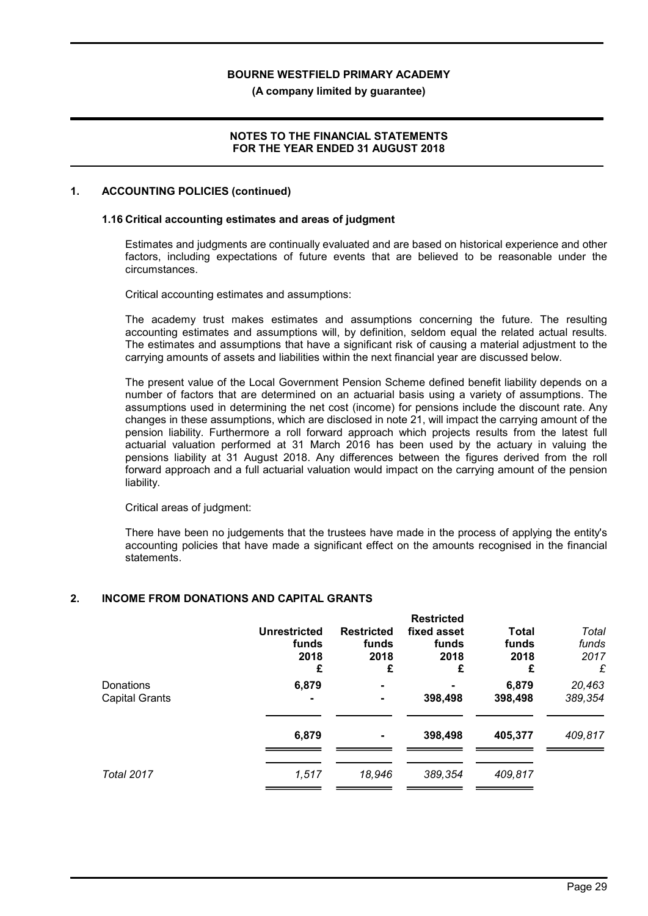## 1. ACCOUNTING POLICIES (continued)

### 1.16 Critical accounting estimates and areas of judgment

Estimates and judgments are continually evaluated and are based on historical experience and other factors, including expectations of future events that are believed to be reasonable under the circumstances.

Critical accounting estimates and assumptions:

The academy trust makes estimates and assumptions concerning the future. The resulting accounting estimates and assumptions will, by definition, seldom equal the related actual results. The estimates and assumptions that have a significant risk of causing a material adjustment to the carrying amounts of assets and liabilities within the next financial year are discussed below.

The present value of the Local Government Pension Scheme defined benefit liability depends on a number of factors that are determined on an actuarial basis using a variety of assumptions. The assumptions used in determining the net cost (income) for pensions include the discount rate. Any changes in these assumptions, which are disclosed in note 21, will impact the carrying amount of the pension liability. Furthermore a roll forward approach which projects results from the latest full actuarial valuation performed at 31 March 2016 has been used by the actuary in valuing the pensions liability at 31 August 2018. Any differences between the figures derived from the roll forward approach and a full actuarial valuation would impact on the carrying amount of the pension liability.

Critical areas of judgment:

There have been no judgements that the trustees have made in the process of applying the entity's accounting policies that have made a significant effect on the amounts recognised in the financial statements.

## 2. INCOME FROM DONATIONS AND CAPITAL GRANTS

| | **Unrestricted funds 2018 £** | **Restricted funds 2018 £** | **Restricted fixed asset funds 2018 £** | **Total funds 2018 £** | *Total funds 2017 £* |
|---|---|---|---|---|---|
| Donations | **6,879** | **-** | **-** | **6,879** | *20,463* |
| Capital Grants | **-** | **-** | **398,498** | **398,498** | *389,354* |
| | **6,879** | **-** | **398,498** | **405,377** | *409,817* |
| *Total 2017* | *1,517* | *18,946* | *389,354* | *409,817* | |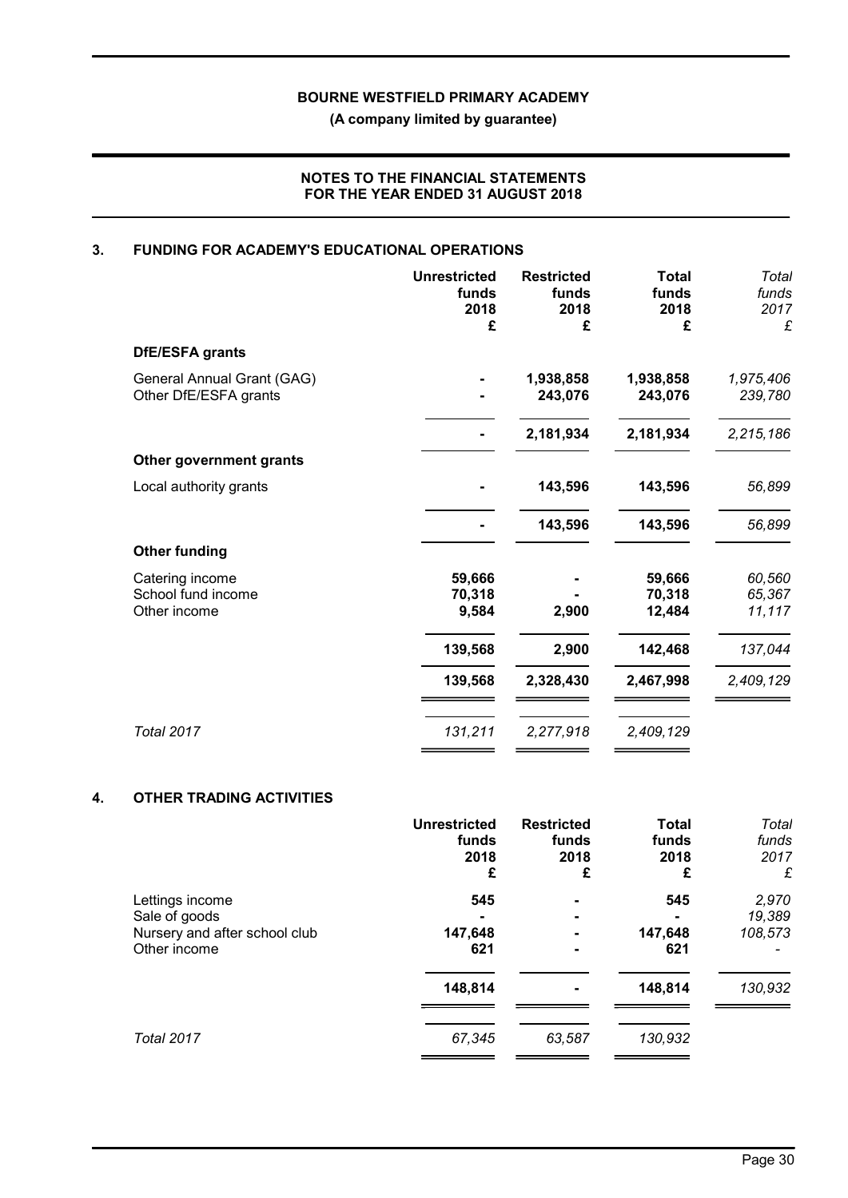**BOURNE WESTFIELD PRIMARY ACADEMY**

**(A company limited by guarantee)**

**NOTES TO THE FINANCIAL STATEMENTS FOR THE YEAR ENDED 31 AUGUST 2018**

## 3. FUNDING FOR ACADEMY'S EDUCATIONAL OPERATIONS

| | Unrestricted funds 2018 £ | Restricted funds 2018 £ | Total funds 2018 £ | *Total funds 2017 £* |
|---|---|---|---|---|
| **DfE/ESFA grants** | | | | |
| General Annual Grant (GAG) | - | 1,938,858 | 1,938,858 | *1,975,406* |
| Other DfE/ESFA grants | - | 243,076 | 243,076 | *239,780* |
| | - | 2,181,934 | 2,181,934 | *2,215,186* |
| **Other government grants** | | | | |
| Local authority grants | - | 143,596 | 143,596 | *56,899* |
| | - | 143,596 | 143,596 | *56,899* |
| **Other funding** | | | | |
| Catering income | 59,666 | - | 59,666 | *60,560* |
| School fund income | 70,318 | - | 70,318 | *65,367* |
| Other income | 9,584 | 2,900 | 12,484 | *11,117* |
| | 139,568 | 2,900 | 142,468 | *137,044* |
| | 139,568 | 2,328,430 | 2,467,998 | *2,409,129* |
| *Total 2017* | *131,211* | *2,277,918* | *2,409,129* | |

## 4. OTHER TRADING ACTIVITIES

| | Unrestricted funds 2018 £ | Restricted funds 2018 £ | Total funds 2018 £ | *Total funds 2017 £* |
|---|---|---|---|---|
| Lettings income | 545 | - | 545 | *2,970* |
| Sale of goods | - | - | - | *19,389* |
| Nursery and after school club | 147,648 | - | 147,648 | *108,573* |
| Other income | 621 | - | 621 | *-* |
| | 148,814 | - | 148,814 | *130,932* |
| *Total 2017* | *67,345* | *63,587* | *130,932* | |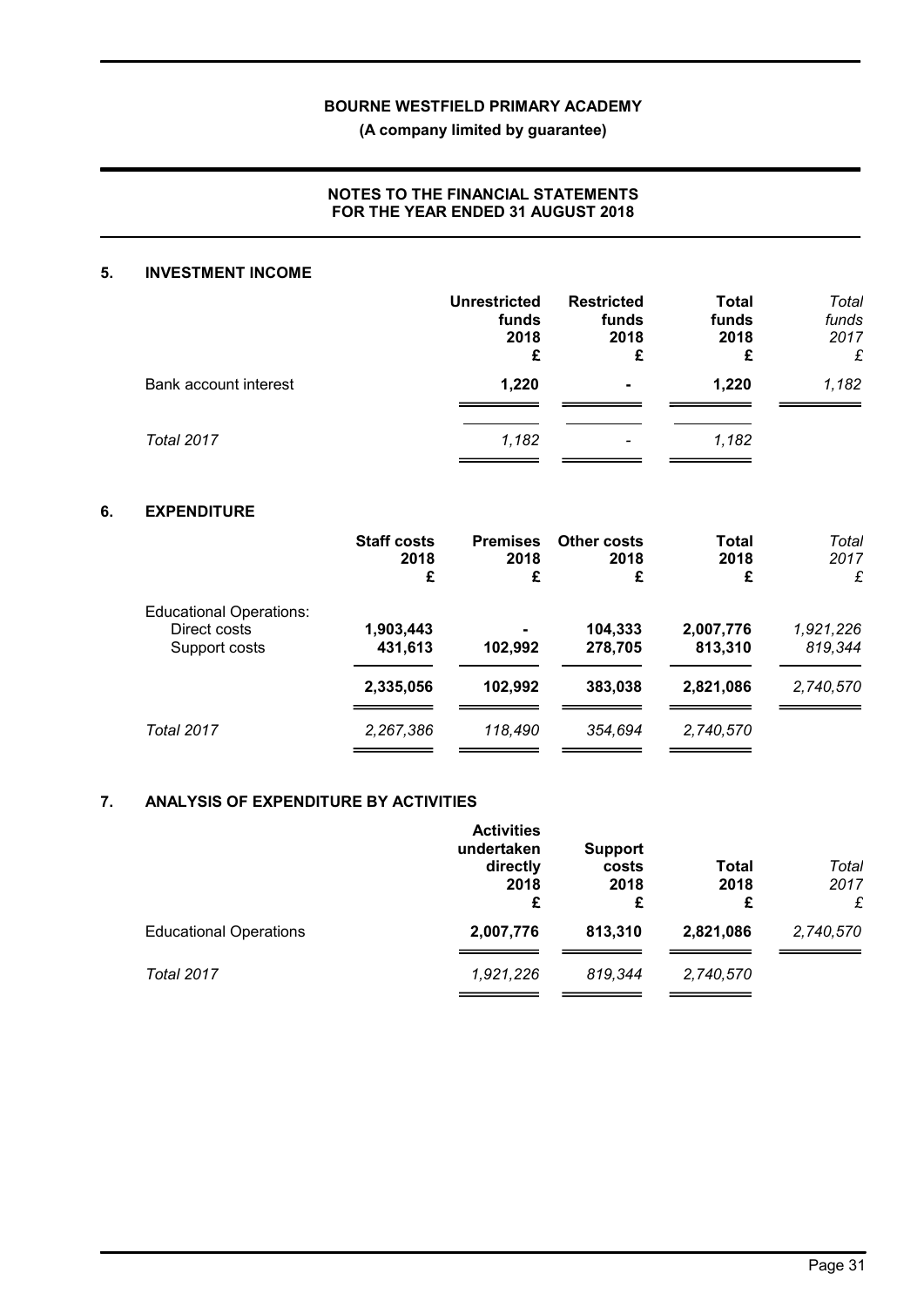## 5. INVESTMENT INCOME

| | Unrestricted funds 2018 £ | Restricted funds 2018 £ | Total funds 2018 £ | *Total funds 2017 £* |
|---|---|---|---|---|
| Bank account interest | **1,220** | **-** | **1,220** | *1,182* |
| *Total 2017* | *1,182* | *-* | *1,182* | |

## 6. EXPENDITURE

| | Staff costs 2018 £ | Premises 2018 £ | Other costs 2018 £ | Total 2018 £ | *Total 2017 £* |
|---|---|---|---|---|---|
| Educational Operations: | | | | | |
| Direct costs | **1,903,443** | **-** | **104,333** | **2,007,776** | *1,921,226* |
| Support costs | **431,613** | **102,992** | **278,705** | **813,310** | *819,344* |
| | **2,335,056** | **102,992** | **383,038** | **2,821,086** | *2,740,570* |
| *Total 2017* | *2,267,386* | *118,490* | *354,694* | *2,740,570* | |

## 7. ANALYSIS OF EXPENDITURE BY ACTIVITIES

| | Activities undertaken directly 2018 £ | Support costs 2018 £ | Total 2018 £ | *Total 2017 £* |
|---|---|---|---|---|
| Educational Operations | **2,007,776** | **813,310** | **2,821,086** | *2,740,570* |
| *Total 2017* | *1,921,226* | *819,344* | *2,740,570* | |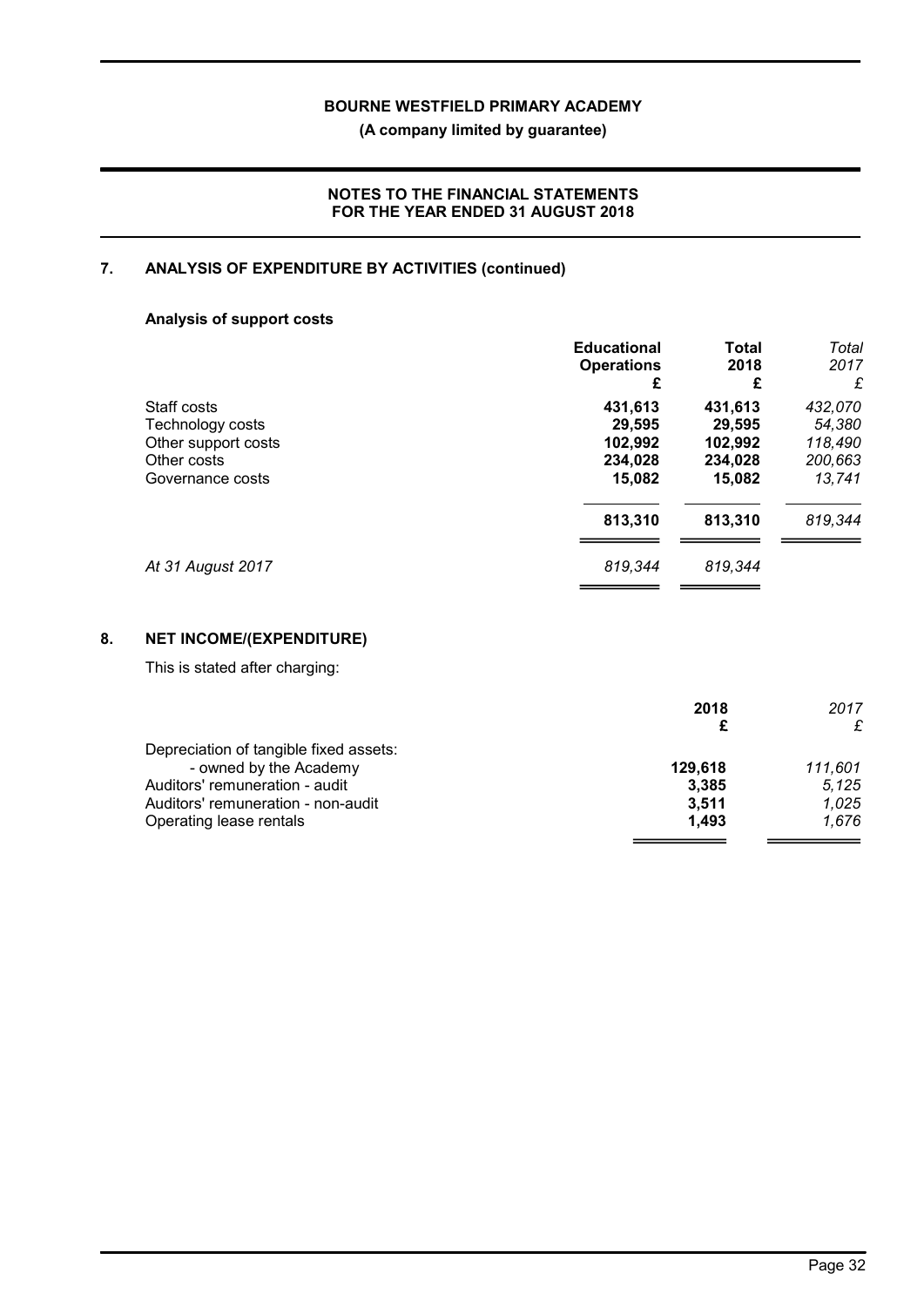## 7. ANALYSIS OF EXPENDITURE BY ACTIVITIES (continued)

### Analysis of support costs

| | Educational Operations £ | Total 2018 £ | *Total 2017 £* |
|---|---|---|---|
| Staff costs | **431,613** | **431,613** | *432,070* |
| Technology costs | **29,595** | **29,595** | *54,380* |
| Other support costs | **102,992** | **102,992** | *118,490* |
| Other costs | **234,028** | **234,028** | *200,663* |
| Governance costs | **15,082** | **15,082** | *13,741* |
| | **813,310** | **813,310** | *819,344* |
| *At 31 August 2017* | *819,344* | *819,344* | |

## 8. NET INCOME/(EXPENDITURE)

This is stated after charging:

| | 2018 £ | *2017 £* |
|---|---|---|
| Depreciation of tangible fixed assets: | | |
| - owned by the Academy | **129,618** | *111,601* |
| Auditors' remuneration - audit | **3,385** | *5,125* |
| Auditors' remuneration - non-audit | **3,511** | *1,025* |
| Operating lease rentals | **1,493** | *1,676* |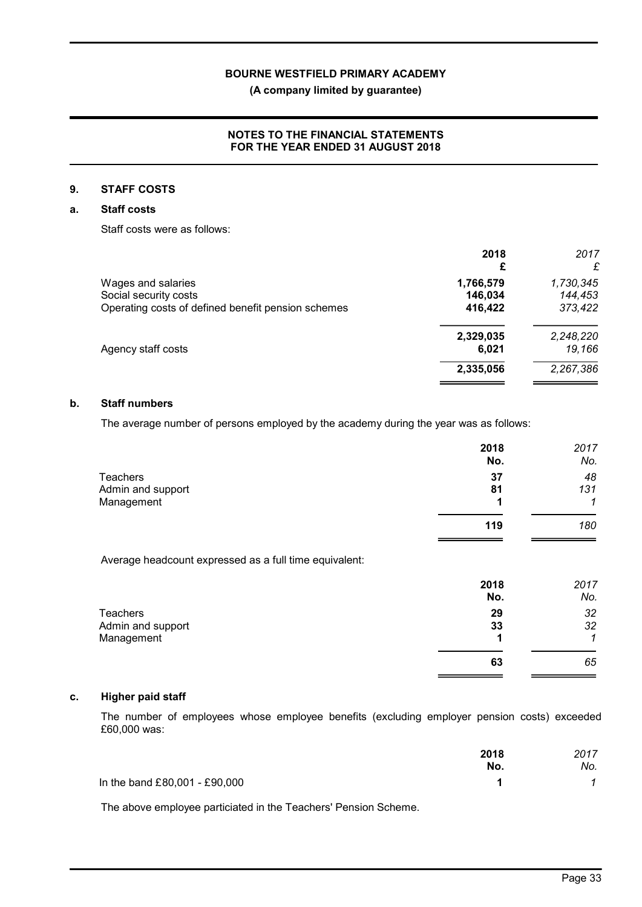# BOURNE WESTFIELD PRIMARY ACADEMY

**(A company limited by guarantee)**

**NOTES TO THE FINANCIAL STATEMENTS FOR THE YEAR ENDED 31 AUGUST 2018**

## 9. STAFF COSTS

### a. Staff costs

Staff costs were as follows:

| | 2018 £ | *2017 £* |
|---|---|---|
| Wages and salaries | **1,766,579** | *1,730,345* |
| Social security costs | **146,034** | *144,453* |
| Operating costs of defined benefit pension schemes | **416,422** | *373,422* |
| | **2,329,035** | *2,248,220* |
| Agency staff costs | **6,021** | *19,166* |
| | **2,335,056** | *2,267,386* |

### b. Staff numbers

The average number of persons employed by the academy during the year was as follows:

| | 2018 No. | *2017 No.* |
|---|---|---|
| Teachers | **37** | *48* |
| Admin and support | **81** | *131* |
| Management | **1** | *1* |
| | **119** | *180* |

Average headcount expressed as a full time equivalent:

| | 2018 No. | *2017 No.* |
|---|---|---|
| Teachers | **29** | *32* |
| Admin and support | **33** | *32* |
| Management | **1** | *1* |
| | **63** | *65* |

### c. Higher paid staff

The number of employees whose employee benefits (excluding employer pension costs) exceeded £60,000 was:

| | 2018 No. | *2017 No.* |
|---|---|---|
| In the band £80,001 - £90,000 | **1** | *1* |

The above employee particiated in the Teachers' Pension Scheme.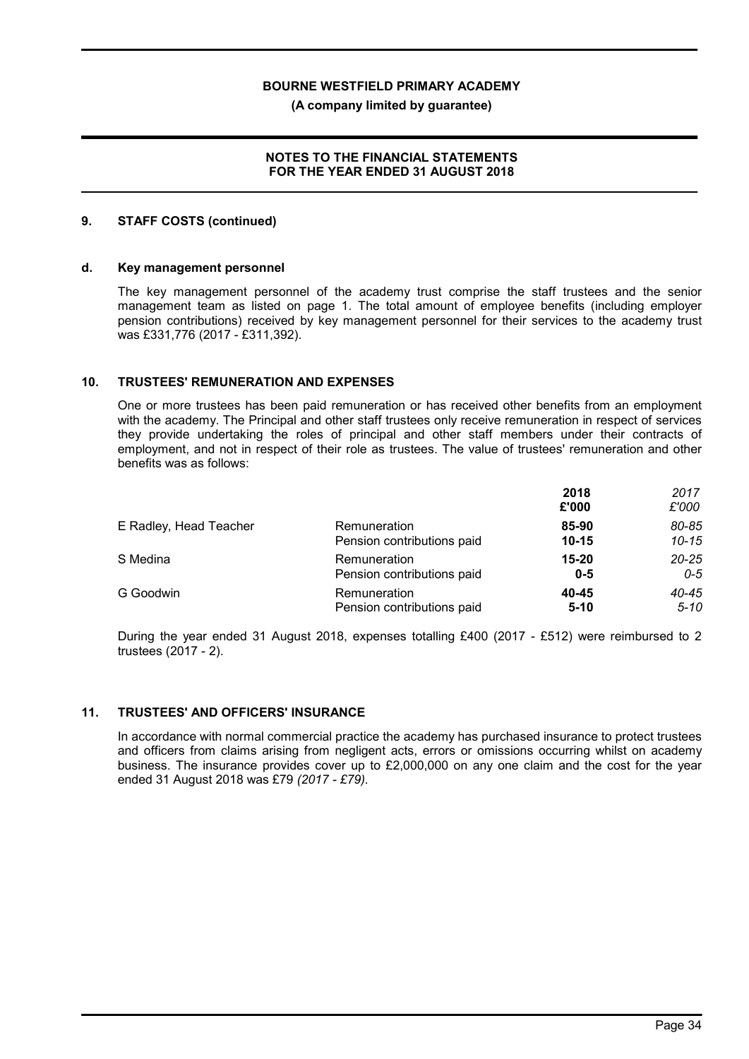**BOURNE WESTFIELD PRIMARY ACADEMY**

**(A company limited by guarantee)**

**NOTES TO THE FINANCIAL STATEMENTS FOR THE YEAR ENDED 31 AUGUST 2018**

## 9. STAFF COSTS (continued)

### d. Key management personnel

The key management personnel of the academy trust comprise the staff trustees and the senior management team as listed on page 1. The total amount of employee benefits (including employer pension contributions) received by key management personnel for their services to the academy trust was £331,776 (2017 - £311,392).

## 10. TRUSTEES' REMUNERATION AND EXPENSES

One or more trustees has been paid remuneration or has received other benefits from an employment with the academy. The Principal and other staff trustees only receive remuneration in respect of services they provide undertaking the roles of principal and other staff members under their contracts of employment, and not in respect of their role as trustees. The value of trustees' remuneration and other benefits was as follows:

| | | **2018** **£'000** | *2017* *£'000* |
|---|---|---|---|
| E Radley, Head Teacher | Remuneration | **85-90** | *80-85* |
| | Pension contributions paid | **10-15** | *10-15* |
| S Medina | Remuneration | **15-20** | *20-25* |
| | Pension contributions paid | **0-5** | *0-5* |
| G Goodwin | Remuneration | **40-45** | *40-45* |
| | Pension contributions paid | **5-10** | *5-10* |

During the year ended 31 August 2018, expenses totalling £400 (2017 - £512) were reimbursed to 2 trustees (2017 - 2).

## 11. TRUSTEES' AND OFFICERS' INSURANCE

In accordance with normal commercial practice the academy has purchased insurance to protect trustees and officers from claims arising from negligent acts, errors or omissions occurring whilst on academy business. The insurance provides cover up to £2,000,000 on any one claim and the cost for the year ended 31 August 2018 was £79 *(2017 - £79).*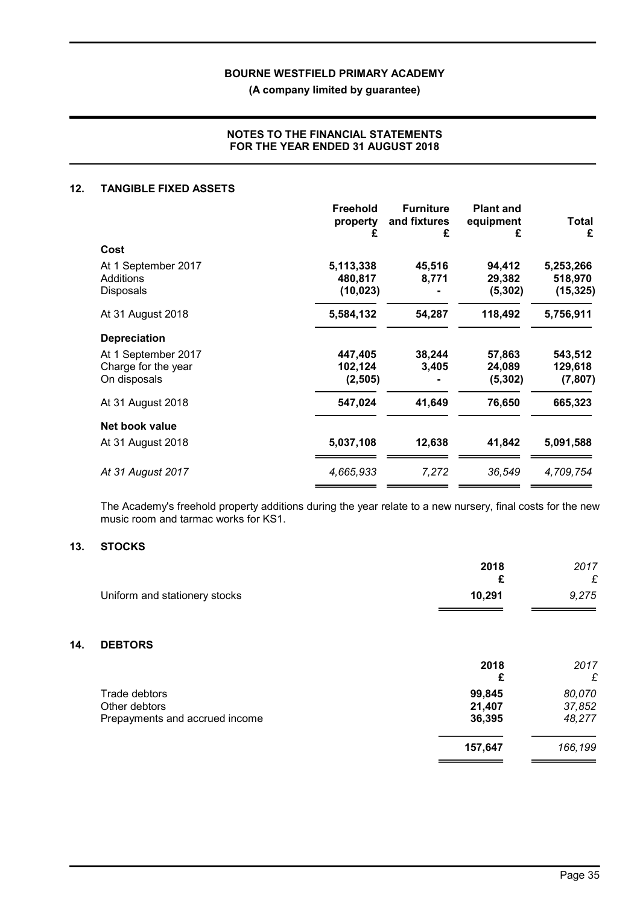**BOURNE WESTFIELD PRIMARY ACADEMY**

**(A company limited by guarantee)**

**NOTES TO THE FINANCIAL STATEMENTS FOR THE YEAR ENDED 31 AUGUST 2018**

## 12. TANGIBLE FIXED ASSETS

| | Freehold property £ | Furniture and fixtures £ | Plant and equipment £ | Total £ |
|---|---|---|---|---|
| **Cost** | | | | |
| At 1 September 2017 | 5,113,338 | 45,516 | 94,412 | 5,253,266 |
| Additions | 480,817 | 8,771 | 29,382 | 518,970 |
| Disposals | (10,023) | - | (5,302) | (15,325) |
| At 31 August 2018 | 5,584,132 | 54,287 | 118,492 | 5,756,911 |
| **Depreciation** | | | | |
| At 1 September 2017 | 447,405 | 38,244 | 57,863 | 543,512 |
| Charge for the year | 102,124 | 3,405 | 24,089 | 129,618 |
| On disposals | (2,505) | - | (5,302) | (7,807) |
| At 31 August 2018 | 547,024 | 41,649 | 76,650 | 665,323 |
| **Net book value** | | | | |
| At 31 August 2018 | 5,037,108 | 12,638 | 41,842 | 5,091,588 |
| *At 31 August 2017* | *4,665,933* | *7,272* | *36,549* | *4,709,754* |

The Academy's freehold property additions during the year relate to a new nursery, final costs for the new music room and tarmac works for KS1.

## 13. STOCKS

| | 2018 £ | *2017 £* |
|---|---|---|
| Uniform and stationery stocks | 10,291 | *9,275* |

## 14. DEBTORS

| | 2018 £ | *2017 £* |
|---|---|---|
| Trade debtors | 99,845 | *80,070* |
| Other debtors | 21,407 | *37,852* |
| Prepayments and accrued income | 36,395 | *48,277* |
| | **157,647** | *166,199* |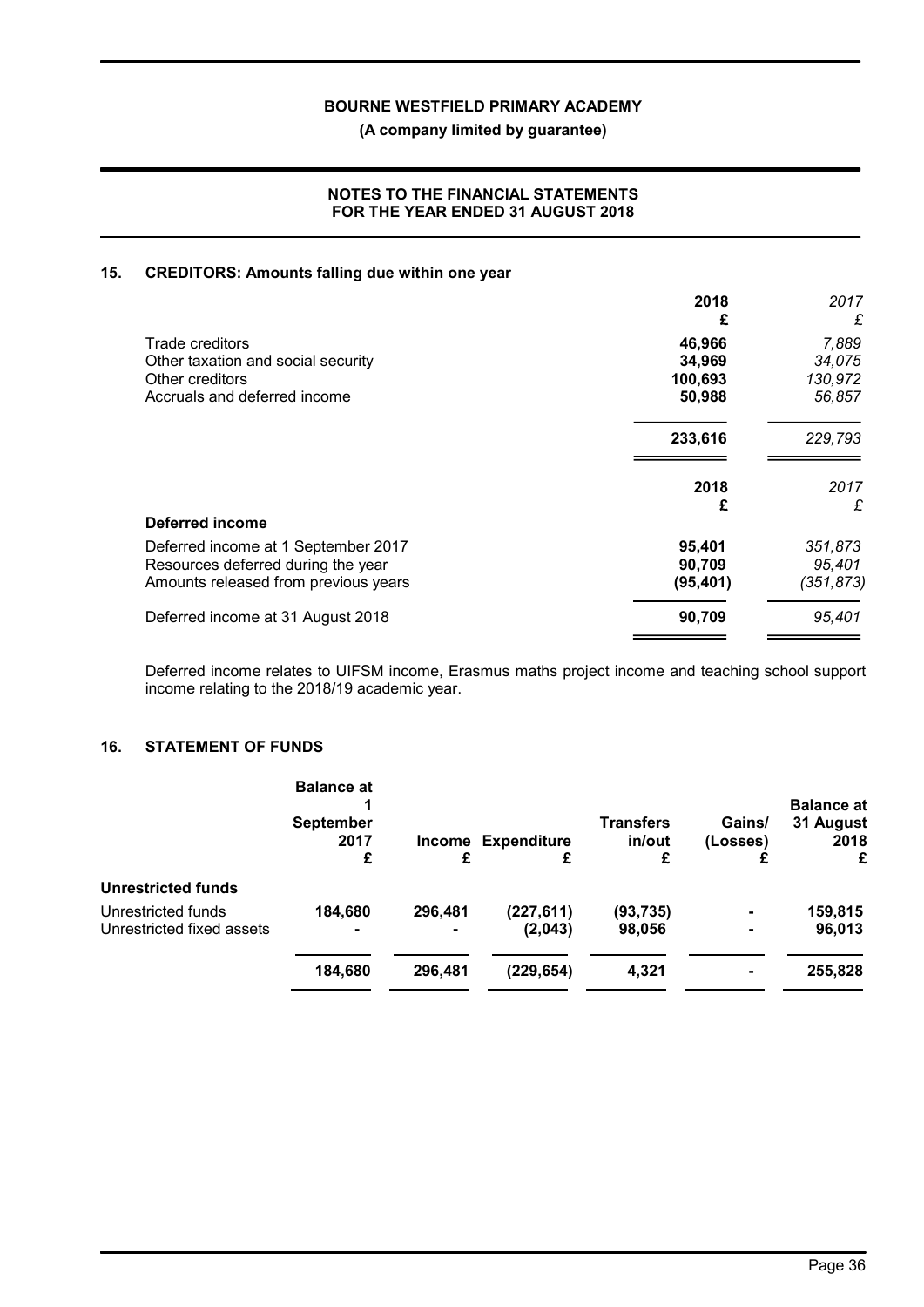## 15. CREDITORS: Amounts falling due within one year

| | 2018<br>£ | *2017*<br>*£* |
|---|---|---|
| Trade creditors | 46,966 | *7,889* |
| Other taxation and social security | 34,969 | *34,075* |
| Other creditors | 100,693 | *130,972* |
| Accruals and deferred income | 50,988 | *56,857* |
| | **233,616** | *229,793* |

| | 2018<br>£ | *2017*<br>*£* |
|---|---|---|
| **Deferred income** | | |
| Deferred income at 1 September 2017 | 95,401 | *351,873* |
| Resources deferred during the year | 90,709 | *95,401* |
| Amounts released from previous years | (95,401) | *(351,873)* |
| Deferred income at 31 August 2018 | **90,709** | *95,401* |

Deferred income relates to UIFSM income, Erasmus maths project income and teaching school support income relating to the 2018/19 academic year.

## 16. STATEMENT OF FUNDS

| | Balance at 1 September 2017<br>£ | Income<br>£ | Expenditure<br>£ | Transfers in/out<br>£ | Gains/ (Losses)<br>£ | Balance at 31 August 2018<br>£ |
|---|---|---|---|---|---|---|
| **Unrestricted funds** | | | | | | |
| Unrestricted funds | 184,680 | 296,481 | (227,611) | (93,735) | - | 159,815 |
| Unrestricted fixed assets | - | - | (2,043) | 98,056 | - | 96,013 |
| | **184,680** | **296,481** | **(229,654)** | **4,321** | **-** | **255,828** |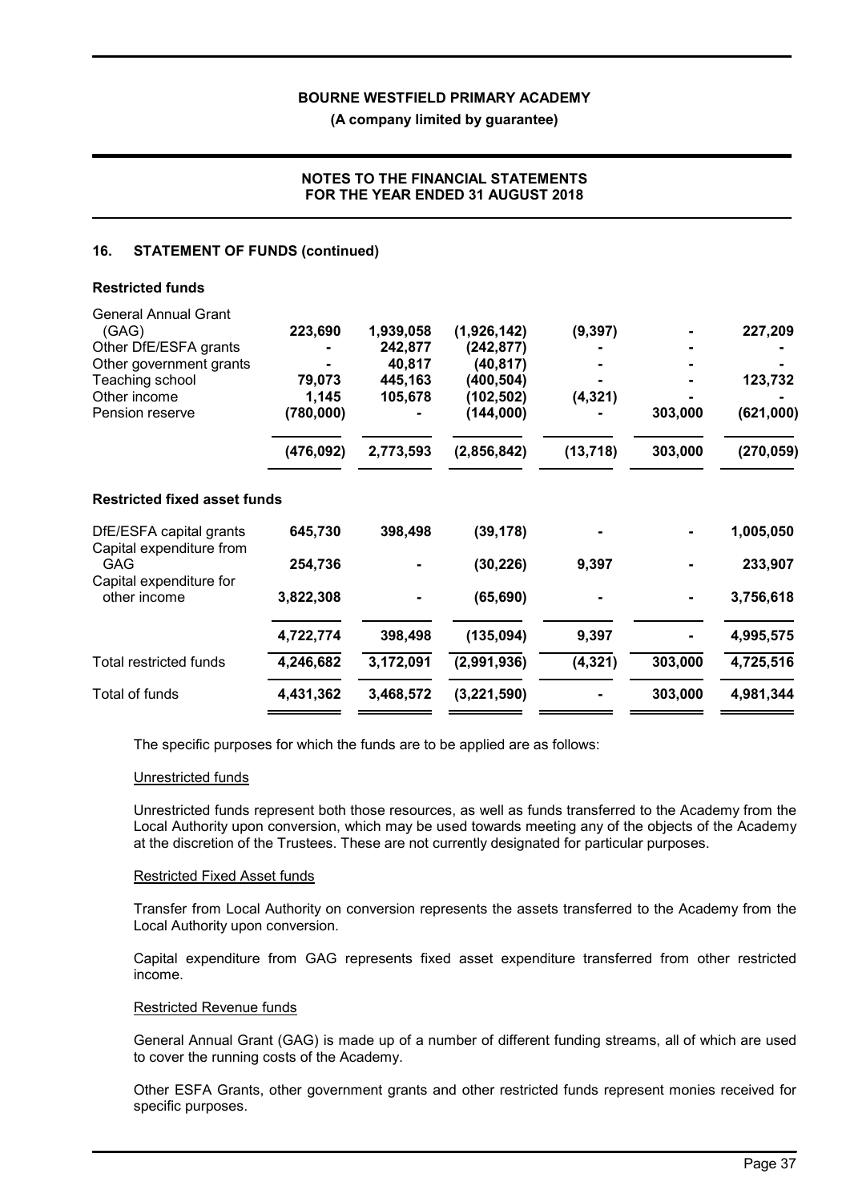**BOURNE WESTFIELD PRIMARY ACADEMY**

**(A company limited by guarantee)**

**NOTES TO THE FINANCIAL STATEMENTS FOR THE YEAR ENDED 31 AUGUST 2018**

## 16. STATEMENT OF FUNDS (continued)

| | | | | | | |
|---|---|---|---|---|---|---|
| **Restricted funds** | | | | | | |
| General Annual Grant (GAG) | **223,690** | **1,939,058** | **(1,926,142)** | **(9,397)** | **-** | **227,209** |
| Other DfE/ESFA grants | **-** | **242,877** | **(242,877)** | **-** | **-** | **-** |
| Other government grants | **-** | **40,817** | **(40,817)** | **-** | **-** | **-** |
| Teaching school | **79,073** | **445,163** | **(400,504)** | **-** | **-** | **123,732** |
| Other income | **1,145** | **105,678** | **(102,502)** | **(4,321)** | **-** | **-** |
| Pension reserve | **(780,000)** | **-** | **(144,000)** | **-** | **303,000** | **(621,000)** |
| | **(476,092)** | **2,773,593** | **(2,856,842)** | **(13,718)** | **303,000** | **(270,059)** |
| **Restricted fixed asset funds** | | | | | | |
| DfE/ESFA capital grants | **645,730** | **398,498** | **(39,178)** | **-** | **-** | **1,005,050** |
| Capital expenditure from GAG | **254,736** | **-** | **(30,226)** | **9,397** | **-** | **233,907** |
| Capital expenditure for other income | **3,822,308** | **-** | **(65,690)** | **-** | **-** | **3,756,618** |
| | **4,722,774** | **398,498** | **(135,094)** | **9,397** | **-** | **4,995,575** |
| Total restricted funds | **4,246,682** | **3,172,091** | **(2,991,936)** | **(4,321)** | **303,000** | **4,725,516** |
| Total of funds | **4,431,362** | **3,468,572** | **(3,221,590)** | **-** | **303,000** | **4,981,344** |

The specific purposes for which the funds are to be applied are as follows:

Unrestricted funds

Unrestricted funds represent both those resources, as well as funds transferred to the Academy from the Local Authority upon conversion, which may be used towards meeting any of the objects of the Academy at the discretion of the Trustees. These are not currently designated for particular purposes.

Restricted Fixed Asset funds

Transfer from Local Authority on conversion represents the assets transferred to the Academy from the Local Authority upon conversion.

Capital expenditure from GAG represents fixed asset expenditure transferred from other restricted income.

Restricted Revenue funds

General Annual Grant (GAG) is made up of a number of different funding streams, all of which are used to cover the running costs of the Academy.

Other ESFA Grants, other government grants and other restricted funds represent monies received for specific purposes.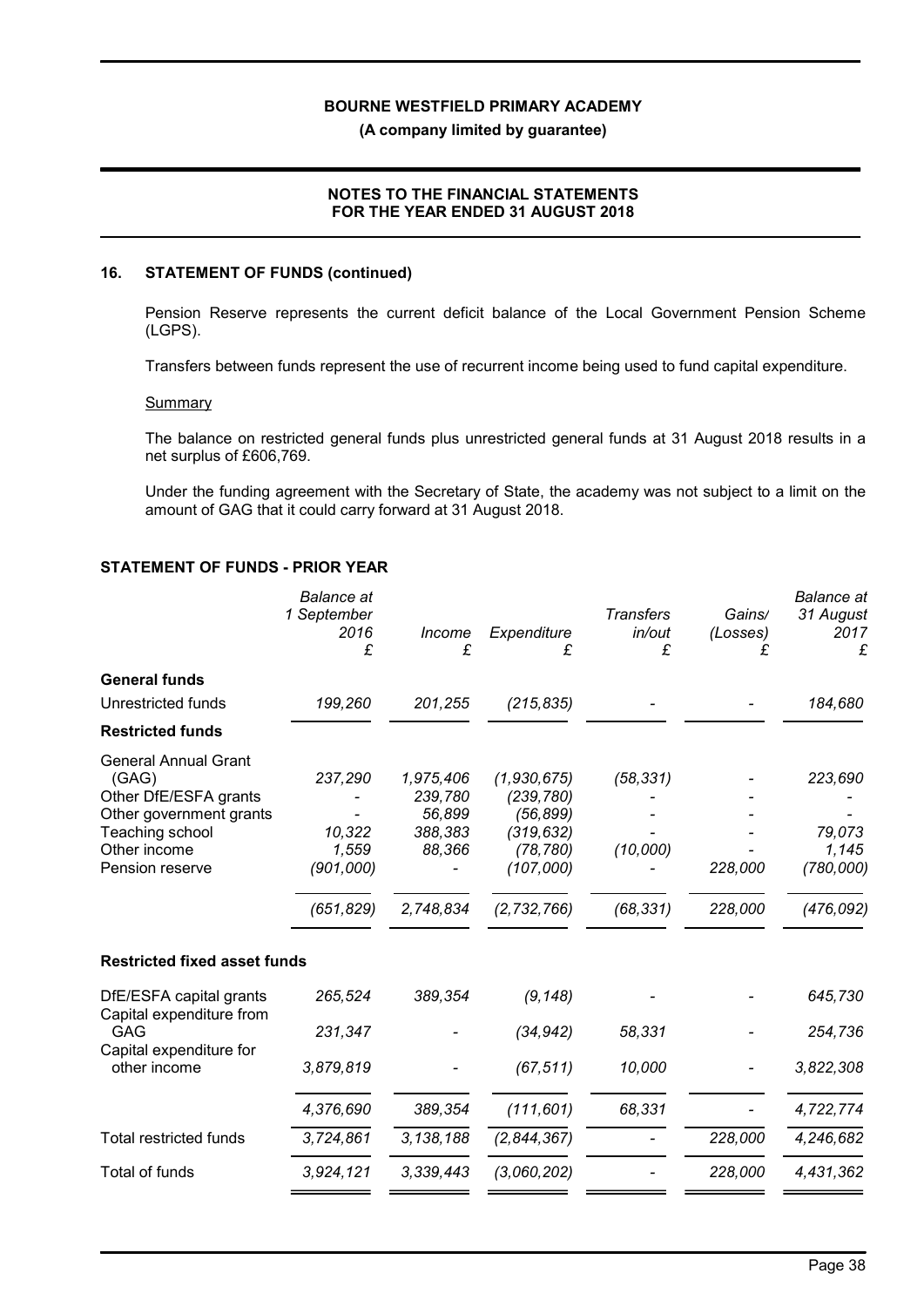## 16. STATEMENT OF FUNDS (continued)

Pension Reserve represents the current deficit balance of the Local Government Pension Scheme (LGPS).

Transfers between funds represent the use of recurrent income being used to fund capital expenditure.

Summary

The balance on restricted general funds plus unrestricted general funds at 31 August 2018 results in a net surplus of £606,769.

Under the funding agreement with the Secretary of State, the academy was not subject to a limit on the amount of GAG that it could carry forward at 31 August 2018.

### STATEMENT OF FUNDS - PRIOR YEAR

| | *Balance at 1 September 2016 £* | *Income £* | *Expenditure £* | *Transfers in/out £* | *Gains/ (Losses) £* | *Balance at 31 August 2017 £* |
|---|---|---|---|---|---|---|
| **General funds** | | | | | | |
| Unrestricted funds | *199,260* | *201,255* | *(215,835)* | *-* | *-* | *184,680* |
| **Restricted funds** | | | | | | |
| General Annual Grant (GAG) | *237,290* | *1,975,406* | *(1,930,675)* | *(58,331)* | *-* | *223,690* |
| Other DfE/ESFA grants | *-* | *239,780* | *(239,780)* | *-* | *-* | *-* |
| Other government grants | *-* | *56,899* | *(56,899)* | *-* | *-* | *-* |
| Teaching school | *10,322* | *388,383* | *(319,632)* | *-* | *-* | *79,073* |
| Other income | *1,559* | *88,366* | *(78,780)* | *(10,000)* | *-* | *1,145* |
| Pension reserve | *(901,000)* | *-* | *(107,000)* | *-* | *228,000* | *(780,000)* |
| | *(651,829)* | *2,748,834* | *(2,732,766)* | *(68,331)* | *228,000* | *(476,092)* |
| **Restricted fixed asset funds** | | | | | | |
| DfE/ESFA capital grants | *265,524* | *389,354* | *(9,148)* | *-* | *-* | *645,730* |
| Capital expenditure from GAG | *231,347* | *-* | *(34,942)* | *58,331* | *-* | *254,736* |
| Capital expenditure for other income | *3,879,819* | *-* | *(67,511)* | *10,000* | *-* | *3,822,308* |
| | *4,376,690* | *389,354* | *(111,601)* | *68,331* | *-* | *4,722,774* |
| Total restricted funds | *3,724,861* | *3,138,188* | *(2,844,367)* | *-* | *228,000* | *4,246,682* |
| Total of funds | *3,924,121* | *3,339,443* | *(3,060,202)* | *-* | *228,000* | *4,431,362* |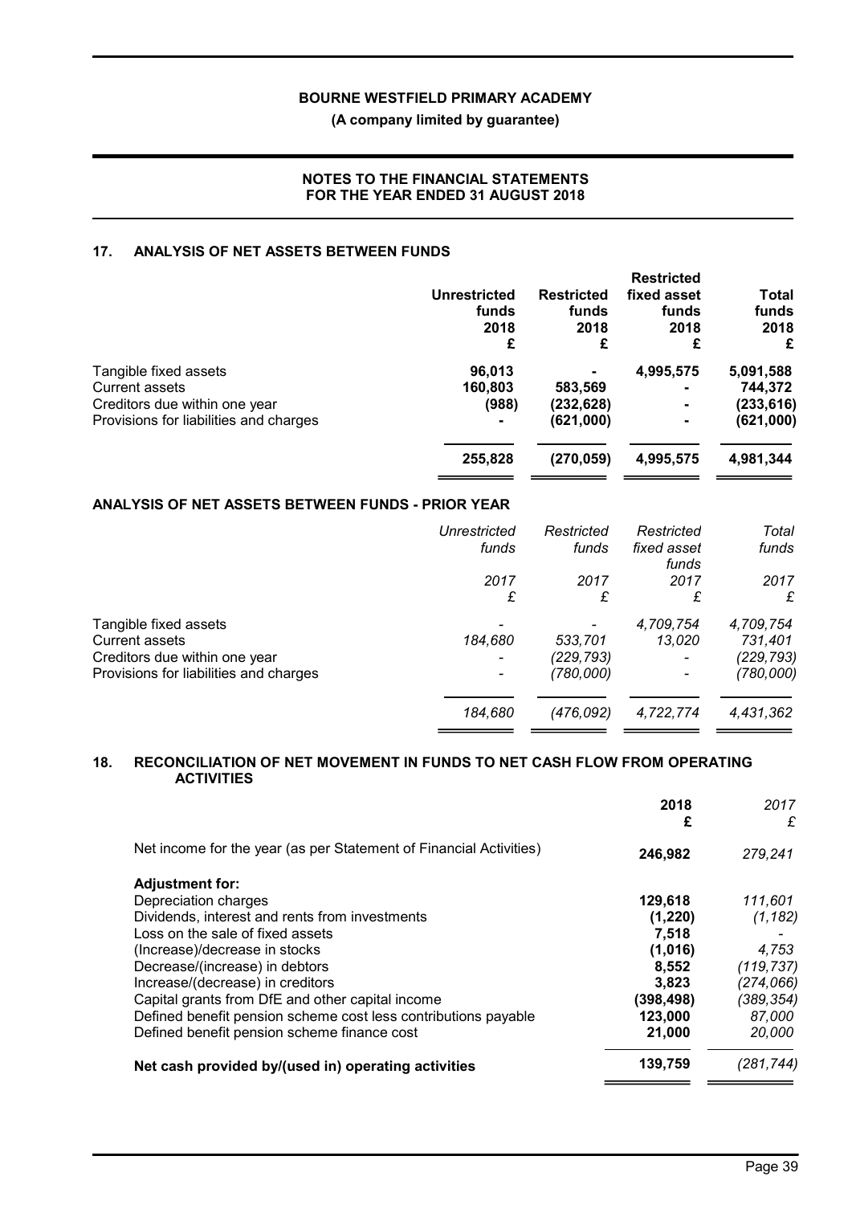## 17. ANALYSIS OF NET ASSETS BETWEEN FUNDS

| | Unrestricted funds 2018 £ | Restricted funds 2018 £ | Restricted fixed asset funds 2018 £ | Total funds 2018 £ |
|---|---|---|---|---|
| Tangible fixed assets | 96,013 | - | 4,995,575 | 5,091,588 |
| Current assets | 160,803 | 583,569 | - | 744,372 |
| Creditors due within one year | (988) | (232,628) | - | (233,616) |
| Provisions for liabilities and charges | - | (621,000) | - | (621,000) |
| | **255,828** | **(270,059)** | **4,995,575** | **4,981,344** |

### ANALYSIS OF NET ASSETS BETWEEN FUNDS - PRIOR YEAR

| | *Unrestricted funds 2017 £* | *Restricted funds 2017 £* | *Restricted fixed asset funds 2017 £* | *Total funds 2017 £* |
|---|---|---|---|---|
| Tangible fixed assets | *-* | *-* | *4,709,754* | *4,709,754* |
| Current assets | *184,680* | *533,701* | *13,020* | *731,401* |
| Creditors due within one year | *-* | *(229,793)* | *-* | *(229,793)* |
| Provisions for liabilities and charges | *-* | *(780,000)* | *-* | *(780,000)* |
| | *184,680* | *(476,092)* | *4,722,774* | *4,431,362* |

## 18. RECONCILIATION OF NET MOVEMENT IN FUNDS TO NET CASH FLOW FROM OPERATING ACTIVITIES

| | 2018 £ | *2017 £* |
|---|---|---|
| Net income for the year (as per Statement of Financial Activities) | **246,982** | *279,241* |
| **Adjustment for:** | | |
| Depreciation charges | **129,618** | *111,601* |
| Dividends, interest and rents from investments | **(1,220)** | *(1,182)* |
| Loss on the sale of fixed assets | **7,518** | *-* |
| (Increase)/decrease in stocks | **(1,016)** | *4,753* |
| Decrease/(increase) in debtors | **8,552** | *(119,737)* |
| Increase/(decrease) in creditors | **3,823** | *(274,066)* |
| Capital grants from DfE and other capital income | **(398,498)** | *(389,354)* |
| Defined benefit pension scheme cost less contributions payable | **123,000** | *87,000* |
| Defined benefit pension scheme finance cost | **21,000** | *20,000* |
| **Net cash provided by/(used in) operating activities** | **139,759** | *(281,744)* |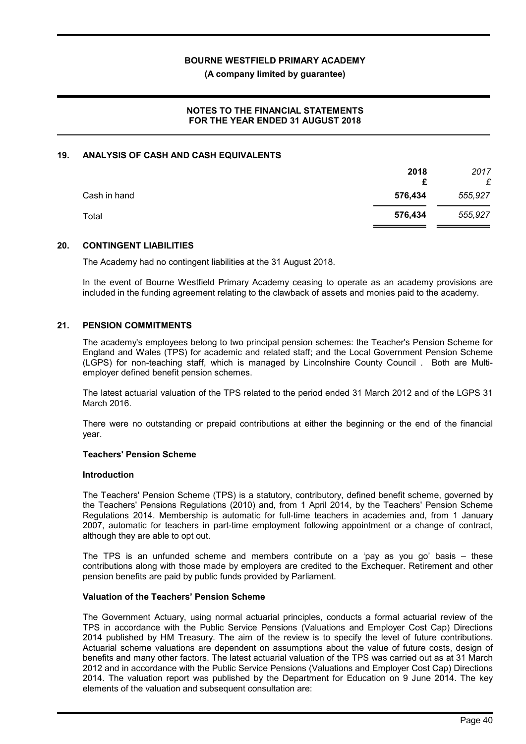## 19. ANALYSIS OF CASH AND CASH EQUIVALENTS

| | 2018 £ | *2017 £* |
|---|---|---|
| Cash in hand | **576,434** | *555,927* |
| Total | **576,434** | *555,927* |

## 20. CONTINGENT LIABILITIES

The Academy had no contingent liabilities at the 31 August 2018.

In the event of Bourne Westfield Primary Academy ceasing to operate as an academy provisions are included in the funding agreement relating to the clawback of assets and monies paid to the academy.

## 21. PENSION COMMITMENTS

The academy's employees belong to two principal pension schemes: the Teacher's Pension Scheme for England and Wales (TPS) for academic and related staff; and the Local Government Pension Scheme (LGPS) for non-teaching staff, which is managed by Lincolnshire County Council . Both are Multi-employer defined benefit pension schemes.

The latest actuarial valuation of the TPS related to the period ended 31 March 2012 and of the LGPS 31 March 2016.

There were no outstanding or prepaid contributions at either the beginning or the end of the financial year.

**Teachers' Pension Scheme**

**Introduction**

The Teachers' Pension Scheme (TPS) is a statutory, contributory, defined benefit scheme, governed by the Teachers' Pensions Regulations (2010) and, from 1 April 2014, by the Teachers' Pension Scheme Regulations 2014. Membership is automatic for full-time teachers in academies and, from 1 January 2007, automatic for teachers in part-time employment following appointment or a change of contract, although they are able to opt out.

The TPS is an unfunded scheme and members contribute on a 'pay as you go' basis – these contributions along with those made by employers are credited to the Exchequer. Retirement and other pension benefits are paid by public funds provided by Parliament.

**Valuation of the Teachers' Pension Scheme**

The Government Actuary, using normal actuarial principles, conducts a formal actuarial review of the TPS in accordance with the Public Service Pensions (Valuations and Employer Cost Cap) Directions 2014 published by HM Treasury. The aim of the review is to specify the level of future contributions. Actuarial scheme valuations are dependent on assumptions about the value of future costs, design of benefits and many other factors. The latest actuarial valuation of the TPS was carried out as at 31 March 2012 and in accordance with the Public Service Pensions (Valuations and Employer Cost Cap) Directions 2014. The valuation report was published by the Department for Education on 9 June 2014. The key elements of the valuation and subsequent consultation are: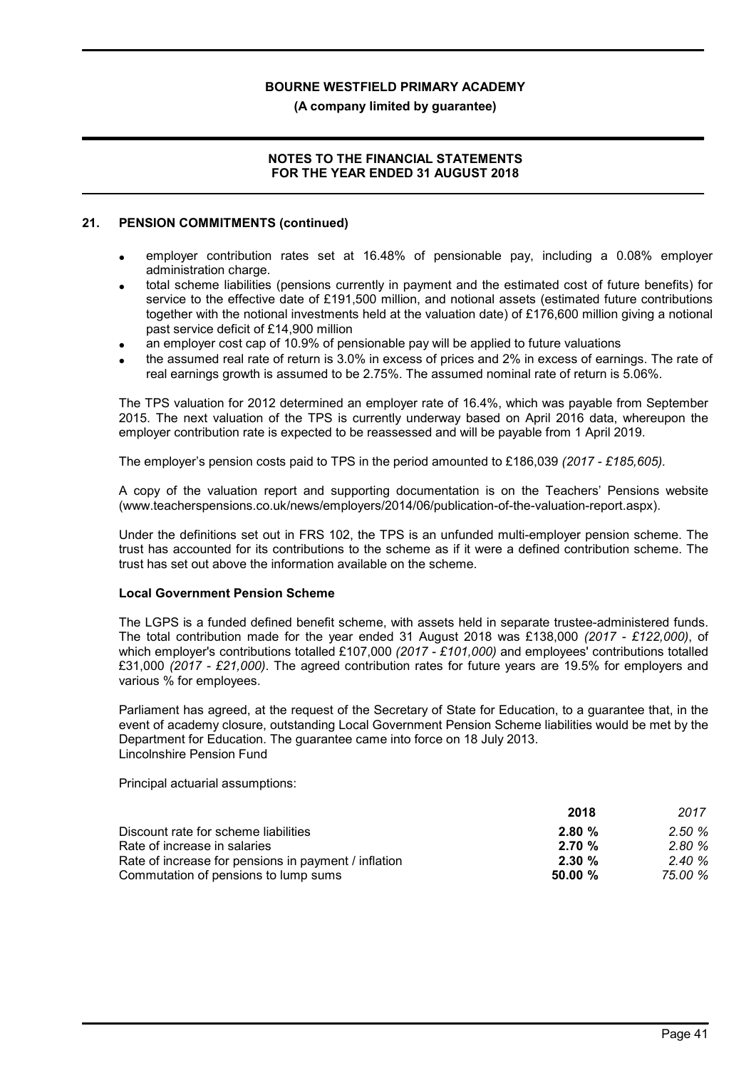## 21. PENSION COMMITMENTS (continued)

- employer contribution rates set at 16.48% of pensionable pay, including a 0.08% employer administration charge.
- total scheme liabilities (pensions currently in payment and the estimated cost of future benefits) for service to the effective date of £191,500 million, and notional assets (estimated future contributions together with the notional investments held at the valuation date) of £176,600 million giving a notional past service deficit of £14,900 million
- an employer cost cap of 10.9% of pensionable pay will be applied to future valuations
- the assumed real rate of return is 3.0% in excess of prices and 2% in excess of earnings. The rate of real earnings growth is assumed to be 2.75%. The assumed nominal rate of return is 5.06%.

The TPS valuation for 2012 determined an employer rate of 16.4%, which was payable from September 2015. The next valuation of the TPS is currently underway based on April 2016 data, whereupon the employer contribution rate is expected to be reassessed and will be payable from 1 April 2019.

The employer's pension costs paid to TPS in the period amounted to £186,039 *(2017 - £185,605).*

A copy of the valuation report and supporting documentation is on the Teachers' Pensions website (www.teacherspensions.co.uk/news/employers/2014/06/publication-of-the-valuation-report.aspx).

Under the definitions set out in FRS 102, the TPS is an unfunded multi-employer pension scheme. The trust has accounted for its contributions to the scheme as if it were a defined contribution scheme. The trust has set out above the information available on the scheme.

### Local Government Pension Scheme

The LGPS is a funded defined benefit scheme, with assets held in separate trustee-administered funds. The total contribution made for the year ended 31 August 2018 was £138,000 *(2017 - £122,000)*, of which employer's contributions totalled £107,000 *(2017 - £101,000)* and employees' contributions totalled £31,000 *(2017 - £21,000)*. The agreed contribution rates for future years are 19.5% for employers and various % for employees.

Parliament has agreed, at the request of the Secretary of State for Education, to a guarantee that, in the event of academy closure, outstanding Local Government Pension Scheme liabilities would be met by the Department for Education. The guarantee came into force on 18 July 2013.
Lincolnshire Pension Fund

Principal actuarial assumptions:

| | **2018** | *2017* |
|---|---|---|
| Discount rate for scheme liabilities | **2.80 %** | *2.50 %* |
| Rate of increase in salaries | **2.70 %** | *2.80 %* |
| Rate of increase for pensions in payment / inflation | **2.30 %** | *2.40 %* |
| Commutation of pensions to lump sums | **50.00 %** | *75.00 %* |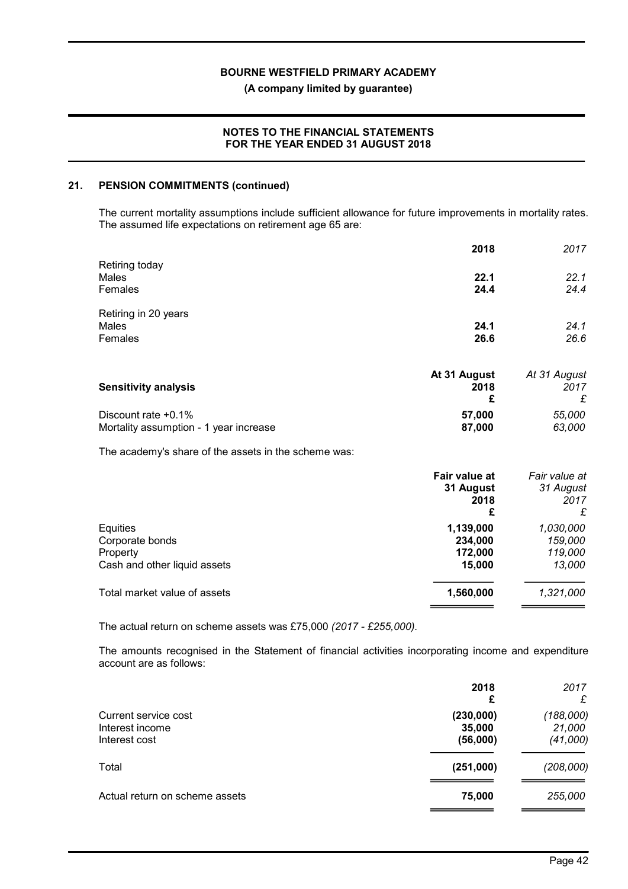## 21. PENSION COMMITMENTS (continued)

The current mortality assumptions include sufficient allowance for future improvements in mortality rates. The assumed life expectations on retirement age 65 are:

| | 2018 | *2017* |
|---|---|---|
| Retiring today | | |
| Males | **22.1** | *22.1* |
| Females | **24.4** | *24.4* |
| Retiring in 20 years | | |
| Males | **24.1** | *24.1* |
| Females | **26.6** | *26.6* |

| **Sensitivity analysis** | **At 31 August 2018 £** | *At 31 August 2017 £* |
|---|---|---|
| Discount rate +0.1% | **57,000** | *55,000* |
| Mortality assumption - 1 year increase | **87,000** | *63,000* |

The academy's share of the assets in the scheme was:

| | **Fair value at 31 August 2018 £** | *Fair value at 31 August 2017 £* |
|---|---|---|
| Equities | **1,139,000** | *1,030,000* |
| Corporate bonds | **234,000** | *159,000* |
| Property | **172,000** | *119,000* |
| Cash and other liquid assets | **15,000** | *13,000* |
| Total market value of assets | **1,560,000** | *1,321,000* |

The actual return on scheme assets was £75,000 *(2017 - £255,000).*

The amounts recognised in the Statement of financial activities incorporating income and expenditure account are as follows:

| | **2018 £** | *2017 £* |
|---|---|---|
| Current service cost | **(230,000)** | *(188,000)* |
| Interest income | **35,000** | *21,000* |
| Interest cost | **(56,000)** | *(41,000)* |
| Total | **(251,000)** | *(208,000)* |
| Actual return on scheme assets | **75,000** | *255,000* |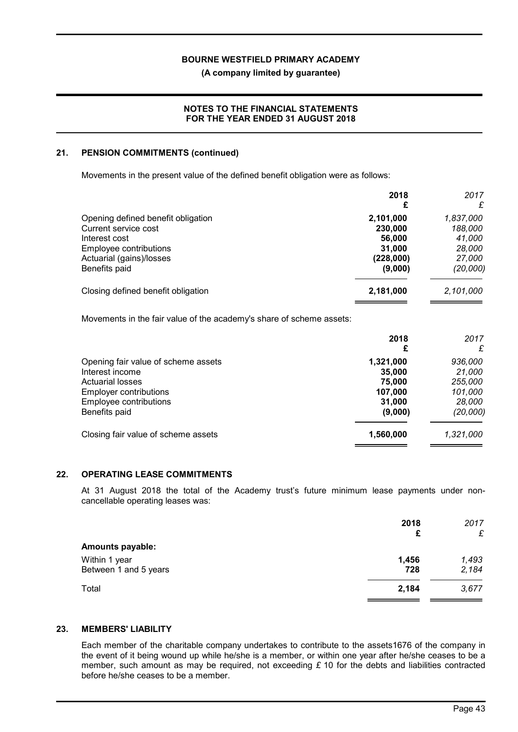## 21. PENSION COMMITMENTS (continued)

Movements in the present value of the defined benefit obligation were as follows:

| | 2018<br>£ | *2017*<br>*£* |
|---|---|---|
| Opening defined benefit obligation | **2,101,000** | *1,837,000* |
| Current service cost | **230,000** | *188,000* |
| Interest cost | **56,000** | *41,000* |
| Employee contributions | **31,000** | *28,000* |
| Actuarial (gains)/losses | **(228,000)** | *27,000* |
| Benefits paid | **(9,000)** | *(20,000)* |
| Closing defined benefit obligation | **2,181,000** | *2,101,000* |

Movements in the fair value of the academy's share of scheme assets:

| | 2018<br>£ | *2017*<br>*£* |
|---|---|---|
| Opening fair value of scheme assets | **1,321,000** | *936,000* |
| Interest income | **35,000** | *21,000* |
| Actuarial losses | **75,000** | *255,000* |
| Employer contributions | **107,000** | *101,000* |
| Employee contributions | **31,000** | *28,000* |
| Benefits paid | **(9,000)** | *(20,000)* |
| Closing fair value of scheme assets | **1,560,000** | *1,321,000* |

## 22. OPERATING LEASE COMMITMENTS

At 31 August 2018 the total of the Academy trust's future minimum lease payments under non-cancellable operating leases was:

| | 2018<br>£ | *2017*<br>*£* |
|---|---|---|
| **Amounts payable:** | | |
| Within 1 year | **1,456** | *1,493* |
| Between 1 and 5 years | **728** | *2,184* |
| Total | **2,184** | *3,677* |

## 23. MEMBERS' LIABILITY

Each member of the charitable company undertakes to contribute to the assets1676 of the company in the event of it being wound up while he/she is a member, or within one year after he/she ceases to be a member, such amount as may be required, not exceeding £ 10 for the debts and liabilities contracted before he/she ceases to be a member.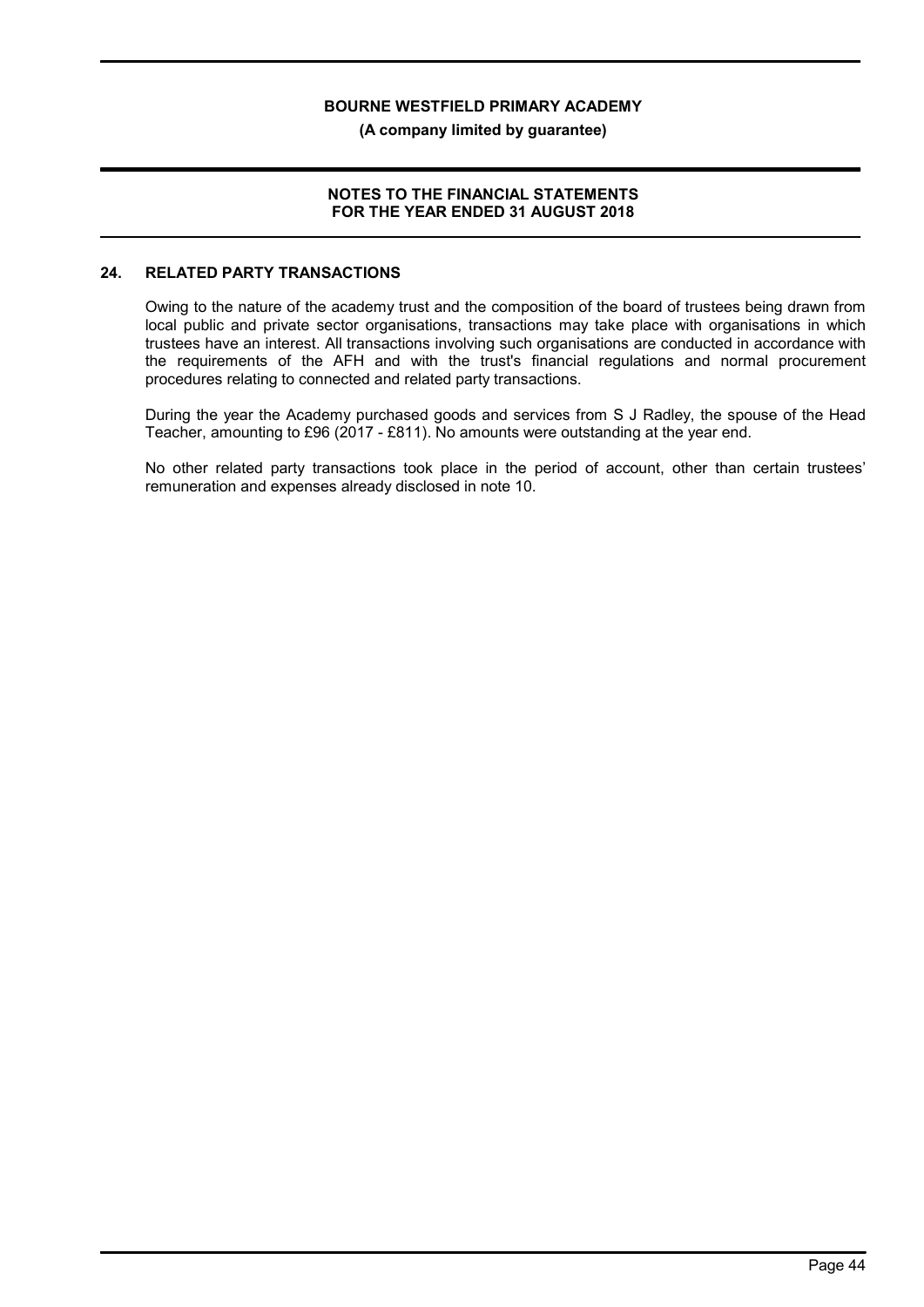## 24. RELATED PARTY TRANSACTIONS

Owing to the nature of the academy trust and the composition of the board of trustees being drawn from local public and private sector organisations, transactions may take place with organisations in which trustees have an interest. All transactions involving such organisations are conducted in accordance with the requirements of the AFH and with the trust's financial regulations and normal procurement procedures relating to connected and related party transactions.

During the year the Academy purchased goods and services from S J Radley, the spouse of the Head Teacher, amounting to £96 (2017 - £811). No amounts were outstanding at the year end.

No other related party transactions took place in the period of account, other than certain trustees' remuneration and expenses already disclosed in note 10.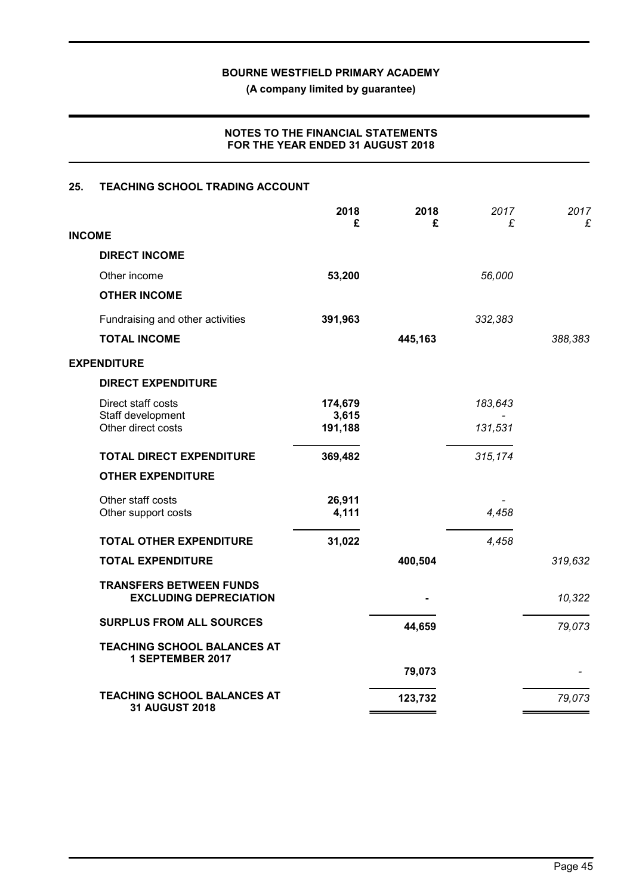**BOURNE WESTFIELD PRIMARY ACADEMY**

**(A company limited by guarantee)**

**NOTES TO THE FINANCIAL STATEMENTS**
**FOR THE YEAR ENDED 31 AUGUST 2018**

## 25. TEACHING SCHOOL TRADING ACCOUNT

| | 2018 £ | 2018 £ | 2017 £ | 2017 £ |
|---|---|---|---|---|
| **INCOME** | | | | |
| **DIRECT INCOME** | | | | |
| Other income | **53,200** | | *56,000* | |
| **OTHER INCOME** | | | | |
| Fundraising and other activities | **391,963** | | *332,383* | |
| **TOTAL INCOME** | | **445,163** | | *388,383* |
| **EXPENDITURE** | | | | |
| **DIRECT EXPENDITURE** | | | | |
| Direct staff costs | **174,679** | | *183,643* | |
| Staff development | **3,615** | | *-* | |
| Other direct costs | **191,188** | | *131,531* | |
| **TOTAL DIRECT EXPENDITURE** | **369,482** | | *315,174* | |
| **OTHER EXPENDITURE** | | | | |
| Other staff costs | **26,911** | | *-* | |
| Other support costs | **4,111** | | *4,458* | |
| **TOTAL OTHER EXPENDITURE** | **31,022** | | *4,458* | |
| **TOTAL EXPENDITURE** | | **400,504** | | *319,632* |
| **TRANSFERS BETWEEN FUNDS EXCLUDING DEPRECIATION** | | **-** | | *10,322* |
| **SURPLUS FROM ALL SOURCES** | | **44,659** | | *79,073* |
| **TEACHING SCHOOL BALANCES AT 1 SEPTEMBER 2017** | | **79,073** | | *-* |
| **TEACHING SCHOOL BALANCES AT 31 AUGUST 2018** | | **123,732** | | *79,073* |